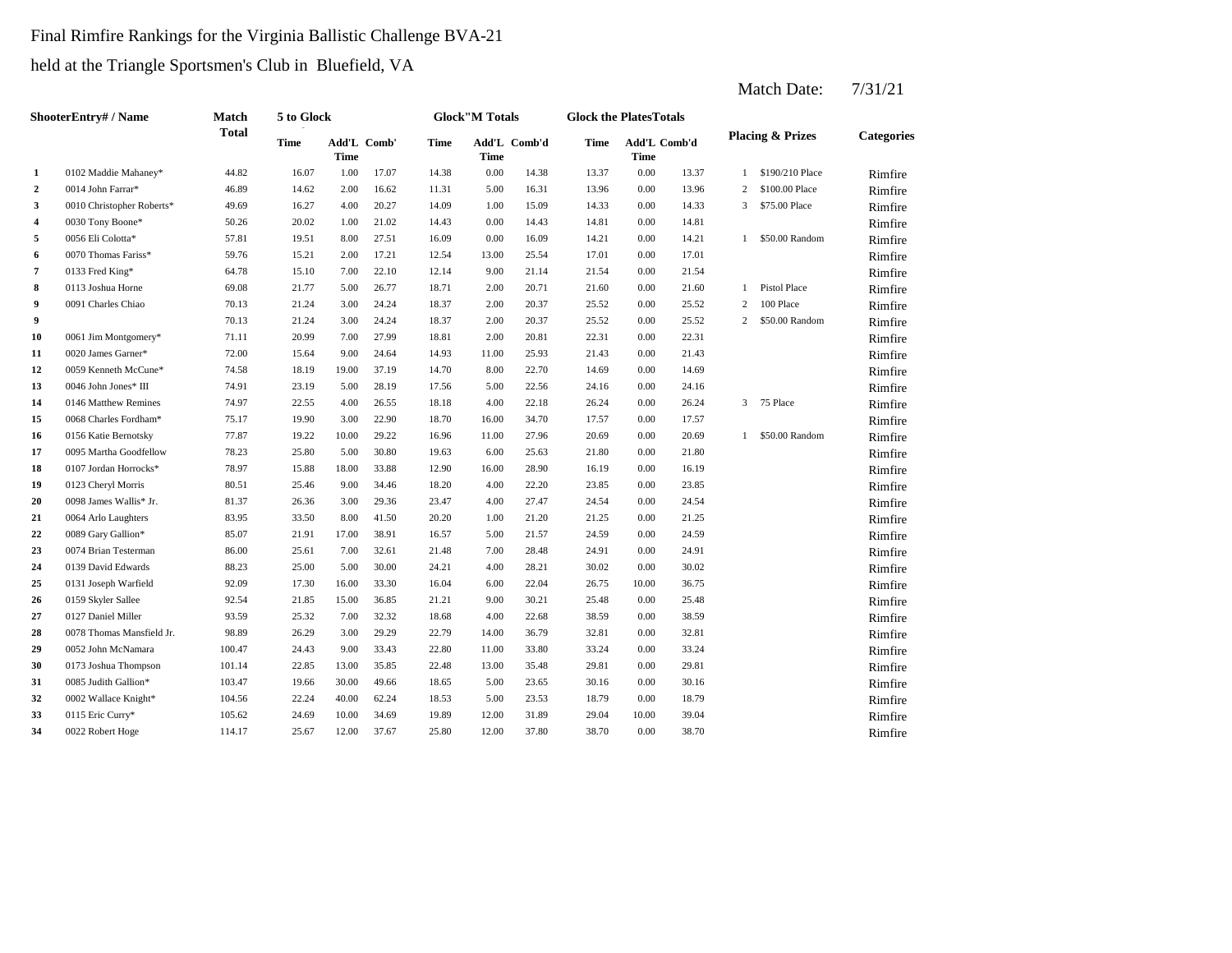Final Rimfire Rankings for the Virginia Ballistic Challenge BVA-21

held at the Triangle Sportsmen's Club in Bluefield, VA

Match Date: 7/31/21

| | ShooterEntry# / Name | Match Total | 5 to Glock | | | Glock"M Totals | | | Glock the PlatesTotals | | | Placing & Prizes | | Categories |
|---|---|---|---|---|---|---|---|---|---|---|---|---|---|---|
| | | | Time | Add'L Time | Comb' | Time | Add'L Time | Comb'd | Time | Add'L Time | Comb'd | | | |
| 1 | 0102 Maddie Mahaney* | 44.82 | 16.07 | 1.00 | 17.07 | 14.38 | 0.00 | 14.38 | 13.37 | 0.00 | 13.37 | 1 | $190/210 Place | Rimfire |
| 2 | 0014 John Farrar* | 46.89 | 14.62 | 2.00 | 16.62 | 11.31 | 5.00 | 16.31 | 13.96 | 0.00 | 13.96 | 2 | $100.00 Place | Rimfire |
| 3 | 0010 Christopher Roberts* | 49.69 | 16.27 | 4.00 | 20.27 | 14.09 | 1.00 | 15.09 | 14.33 | 0.00 | 14.33 | 3 | $75.00 Place | Rimfire |
| 4 | 0030 Tony Boone* | 50.26 | 20.02 | 1.00 | 21.02 | 14.43 | 0.00 | 14.43 | 14.81 | 0.00 | 14.81 | | | Rimfire |
| 5 | 0056 Eli Colotta* | 57.81 | 19.51 | 8.00 | 27.51 | 16.09 | 0.00 | 16.09 | 14.21 | 0.00 | 14.21 | 1 | $50.00 Random | Rimfire |
| 6 | 0070 Thomas Fariss* | 59.76 | 15.21 | 2.00 | 17.21 | 12.54 | 13.00 | 25.54 | 17.01 | 0.00 | 17.01 | | | Rimfire |
| 7 | 0133 Fred King* | 64.78 | 15.10 | 7.00 | 22.10 | 12.14 | 9.00 | 21.14 | 21.54 | 0.00 | 21.54 | | | Rimfire |
| 8 | 0113 Joshua Horne | 69.08 | 21.77 | 5.00 | 26.77 | 18.71 | 2.00 | 20.71 | 21.60 | 0.00 | 21.60 | 1 | Pistol Place | Rimfire |
| 9 | 0091 Charles Chiao | 70.13 | 21.24 | 3.00 | 24.24 | 18.37 | 2.00 | 20.37 | 25.52 | 0.00 | 25.52 | 2 | 100 Place | Rimfire |
| 9 | | 70.13 | 21.24 | 3.00 | 24.24 | 18.37 | 2.00 | 20.37 | 25.52 | 0.00 | 25.52 | 2 | $50.00 Random | Rimfire |
| 10 | 0061 Jim Montgomery* | 71.11 | 20.99 | 7.00 | 27.99 | 18.81 | 2.00 | 20.81 | 22.31 | 0.00 | 22.31 | | | Rimfire |
| 11 | 0020 James Garner* | 72.00 | 15.64 | 9.00 | 24.64 | 14.93 | 11.00 | 25.93 | 21.43 | 0.00 | 21.43 | | | Rimfire |
| 12 | 0059 Kenneth McCune* | 74.58 | 18.19 | 19.00 | 37.19 | 14.70 | 8.00 | 22.70 | 14.69 | 0.00 | 14.69 | | | Rimfire |
| 13 | 0046 John Jones* III | 74.91 | 23.19 | 5.00 | 28.19 | 17.56 | 5.00 | 22.56 | 24.16 | 0.00 | 24.16 | | | Rimfire |
| 14 | 0146 Matthew Remines | 74.97 | 22.55 | 4.00 | 26.55 | 18.18 | 4.00 | 22.18 | 26.24 | 0.00 | 26.24 | 3 | 75 Place | Rimfire |
| 15 | 0068 Charles Fordham* | 75.17 | 19.90 | 3.00 | 22.90 | 18.70 | 16.00 | 34.70 | 17.57 | 0.00 | 17.57 | | | Rimfire |
| 16 | 0156 Katie Bernotsky | 77.87 | 19.22 | 10.00 | 29.22 | 16.96 | 11.00 | 27.96 | 20.69 | 0.00 | 20.69 | 1 | $50.00 Random | Rimfire |
| 17 | 0095 Martha Goodfellow | 78.23 | 25.80 | 5.00 | 30.80 | 19.63 | 6.00 | 25.63 | 21.80 | 0.00 | 21.80 | | | Rimfire |
| 18 | 0107 Jordan Horrocks* | 78.97 | 15.88 | 18.00 | 33.88 | 12.90 | 16.00 | 28.90 | 16.19 | 0.00 | 16.19 | | | Rimfire |
| 19 | 0123 Cheryl Morris | 80.51 | 25.46 | 9.00 | 34.46 | 18.20 | 4.00 | 22.20 | 23.85 | 0.00 | 23.85 | | | Rimfire |
| 20 | 0098 James Wallis* Jr. | 81.37 | 26.36 | 3.00 | 29.36 | 23.47 | 4.00 | 27.47 | 24.54 | 0.00 | 24.54 | | | Rimfire |
| 21 | 0064 Arlo Laughters | 83.95 | 33.50 | 8.00 | 41.50 | 20.20 | 1.00 | 21.20 | 21.25 | 0.00 | 21.25 | | | Rimfire |
| 22 | 0089 Gary Gallion* | 85.07 | 21.91 | 17.00 | 38.91 | 16.57 | 5.00 | 21.57 | 24.59 | 0.00 | 24.59 | | | Rimfire |
| 23 | 0074 Brian Testerman | 86.00 | 25.61 | 7.00 | 32.61 | 21.48 | 7.00 | 28.48 | 24.91 | 0.00 | 24.91 | | | Rimfire |
| 24 | 0139 David Edwards | 88.23 | 25.00 | 5.00 | 30.00 | 24.21 | 4.00 | 28.21 | 30.02 | 0.00 | 30.02 | | | Rimfire |
| 25 | 0131 Joseph Warfield | 92.09 | 17.30 | 16.00 | 33.30 | 16.04 | 6.00 | 22.04 | 26.75 | 10.00 | 36.75 | | | Rimfire |
| 26 | 0159 Skyler Sallee | 92.54 | 21.85 | 15.00 | 36.85 | 21.21 | 9.00 | 30.21 | 25.48 | 0.00 | 25.48 | | | Rimfire |
| 27 | 0127 Daniel Miller | 93.59 | 25.32 | 7.00 | 32.32 | 18.68 | 4.00 | 22.68 | 38.59 | 0.00 | 38.59 | | | Rimfire |
| 28 | 0078 Thomas Mansfield Jr. | 98.89 | 26.29 | 3.00 | 29.29 | 22.79 | 14.00 | 36.79 | 32.81 | 0.00 | 32.81 | | | Rimfire |
| 29 | 0052 John McNamara | 100.47 | 24.43 | 9.00 | 33.43 | 22.80 | 11.00 | 33.80 | 33.24 | 0.00 | 33.24 | | | Rimfire |
| 30 | 0173 Joshua Thompson | 101.14 | 22.85 | 13.00 | 35.85 | 22.48 | 13.00 | 35.48 | 29.81 | 0.00 | 29.81 | | | Rimfire |
| 31 | 0085 Judith Gallion* | 103.47 | 19.66 | 30.00 | 49.66 | 18.65 | 5.00 | 23.65 | 30.16 | 0.00 | 30.16 | | | Rimfire |
| 32 | 0002 Wallace Knight* | 104.56 | 22.24 | 40.00 | 62.24 | 18.53 | 5.00 | 23.53 | 18.79 | 0.00 | 18.79 | | | Rimfire |
| 33 | 0115 Eric Curry* | 105.62 | 24.69 | 10.00 | 34.69 | 19.89 | 12.00 | 31.89 | 29.04 | 10.00 | 39.04 | | | Rimfire |
| 34 | 0022 Robert Hoge | 114.17 | 25.67 | 12.00 | 37.67 | 25.80 | 12.00 | 37.80 | 38.70 | 0.00 | 38.70 | | | Rimfire |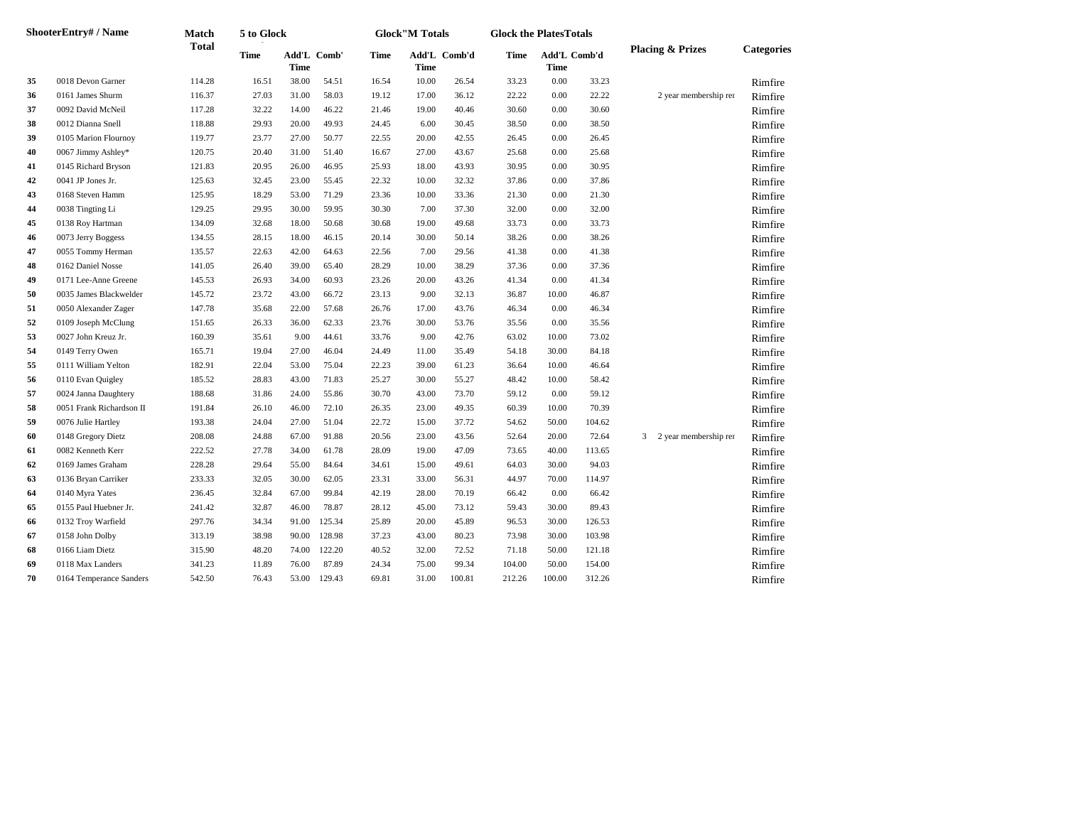| | ShooterEntry# / Name | Match Total | 5 to Glock Time | Add'L Time | Comb' | Glock"M Totals Time | Add'L Time | Comb'd | Glock the PlatesTotals Time | Add'L Time | Comb'd | Placing & Prizes | | Categories |
|---|---|---|---|---|---|---|---|---|---|---|---|---|---|---|
| 35 | 0018 Devon Garner | 114.28 | 16.51 | 38.00 | 54.51 | 16.54 | 10.00 | 26.54 | 33.23 | 0.00 | 33.23 | | | Rimfire |
| 36 | 0161 James Shurm | 116.37 | 27.03 | 31.00 | 58.03 | 19.12 | 17.00 | 36.12 | 22.22 | 0.00 | 22.22 | | 2 year membership ren | Rimfire |
| 37 | 0092 David McNeil | 117.28 | 32.22 | 14.00 | 46.22 | 21.46 | 19.00 | 40.46 | 30.60 | 0.00 | 30.60 | | | Rimfire |
| 38 | 0012 Dianna Snell | 118.88 | 29.93 | 20.00 | 49.93 | 24.45 | 6.00 | 30.45 | 38.50 | 0.00 | 38.50 | | | Rimfire |
| 39 | 0105 Marion Flournoy | 119.77 | 23.77 | 27.00 | 50.77 | 22.55 | 20.00 | 42.55 | 26.45 | 0.00 | 26.45 | | | Rimfire |
| 40 | 0067 Jimmy Ashley* | 120.75 | 20.40 | 31.00 | 51.40 | 16.67 | 27.00 | 43.67 | 25.68 | 0.00 | 25.68 | | | Rimfire |
| 41 | 0145 Richard Bryson | 121.83 | 20.95 | 26.00 | 46.95 | 25.93 | 18.00 | 43.93 | 30.95 | 0.00 | 30.95 | | | Rimfire |
| 42 | 0041 JP Jones Jr. | 125.63 | 32.45 | 23.00 | 55.45 | 22.32 | 10.00 | 32.32 | 37.86 | 0.00 | 37.86 | | | Rimfire |
| 43 | 0168 Steven Hamm | 125.95 | 18.29 | 53.00 | 71.29 | 23.36 | 10.00 | 33.36 | 21.30 | 0.00 | 21.30 | | | Rimfire |
| 44 | 0038 Tingting Li | 129.25 | 29.95 | 30.00 | 59.95 | 30.30 | 7.00 | 37.30 | 32.00 | 0.00 | 32.00 | | | Rimfire |
| 45 | 0138 Roy Hartman | 134.09 | 32.68 | 18.00 | 50.68 | 30.68 | 19.00 | 49.68 | 33.73 | 0.00 | 33.73 | | | Rimfire |
| 46 | 0073 Jerry Boggess | 134.55 | 28.15 | 18.00 | 46.15 | 20.14 | 30.00 | 50.14 | 38.26 | 0.00 | 38.26 | | | Rimfire |
| 47 | 0055 Tommy Herman | 135.57 | 22.63 | 42.00 | 64.63 | 22.56 | 7.00 | 29.56 | 41.38 | 0.00 | 41.38 | | | Rimfire |
| 48 | 0162 Daniel Nosse | 141.05 | 26.40 | 39.00 | 65.40 | 28.29 | 10.00 | 38.29 | 37.36 | 0.00 | 37.36 | | | Rimfire |
| 49 | 0171 Lee-Anne Greene | 145.53 | 26.93 | 34.00 | 60.93 | 23.26 | 20.00 | 43.26 | 41.34 | 0.00 | 41.34 | | | Rimfire |
| 50 | 0035 James Blackwelder | 145.72 | 23.72 | 43.00 | 66.72 | 23.13 | 9.00 | 32.13 | 36.87 | 10.00 | 46.87 | | | Rimfire |
| 51 | 0050 Alexander Zager | 147.78 | 35.68 | 22.00 | 57.68 | 26.76 | 17.00 | 43.76 | 46.34 | 0.00 | 46.34 | | | Rimfire |
| 52 | 0109 Joseph McClung | 151.65 | 26.33 | 36.00 | 62.33 | 23.76 | 30.00 | 53.76 | 35.56 | 0.00 | 35.56 | | | Rimfire |
| 53 | 0027 John Kreuz Jr. | 160.39 | 35.61 | 9.00 | 44.61 | 33.76 | 9.00 | 42.76 | 63.02 | 10.00 | 73.02 | | | Rimfire |
| 54 | 0149 Terry Owen | 165.71 | 19.04 | 27.00 | 46.04 | 24.49 | 11.00 | 35.49 | 54.18 | 30.00 | 84.18 | | | Rimfire |
| 55 | 0111 William Yelton | 182.91 | 22.04 | 53.00 | 75.04 | 22.23 | 39.00 | 61.23 | 36.64 | 10.00 | 46.64 | | | Rimfire |
| 56 | 0110 Evan Quigley | 185.52 | 28.83 | 43.00 | 71.83 | 25.27 | 30.00 | 55.27 | 48.42 | 10.00 | 58.42 | | | Rimfire |
| 57 | 0024 Janna Daughtery | 188.68 | 31.86 | 24.00 | 55.86 | 30.70 | 43.00 | 73.70 | 59.12 | 0.00 | 59.12 | | | Rimfire |
| 58 | 0051 Frank Richardson II | 191.84 | 26.10 | 46.00 | 72.10 | 26.35 | 23.00 | 49.35 | 60.39 | 10.00 | 70.39 | | | Rimfire |
| 59 | 0076 Julie Hartley | 193.38 | 24.04 | 27.00 | 51.04 | 22.72 | 15.00 | 37.72 | 54.62 | 50.00 | 104.62 | | | Rimfire |
| 60 | 0148 Gregory Dietz | 208.08 | 24.88 | 67.00 | 91.88 | 20.56 | 23.00 | 43.56 | 52.64 | 20.00 | 72.64 | 3 | 2 year membership ren | Rimfire |
| 61 | 0082 Kenneth Kerr | 222.52 | 27.78 | 34.00 | 61.78 | 28.09 | 19.00 | 47.09 | 73.65 | 40.00 | 113.65 | | | Rimfire |
| 62 | 0169 James Graham | 228.28 | 29.64 | 55.00 | 84.64 | 34.61 | 15.00 | 49.61 | 64.03 | 30.00 | 94.03 | | | Rimfire |
| 63 | 0136 Bryan Carriker | 233.33 | 32.05 | 30.00 | 62.05 | 23.31 | 33.00 | 56.31 | 44.97 | 70.00 | 114.97 | | | Rimfire |
| 64 | 0140 Myra Yates | 236.45 | 32.84 | 67.00 | 99.84 | 42.19 | 28.00 | 70.19 | 66.42 | 0.00 | 66.42 | | | Rimfire |
| 65 | 0155 Paul Huebner Jr. | 241.42 | 32.87 | 46.00 | 78.87 | 28.12 | 45.00 | 73.12 | 59.43 | 30.00 | 89.43 | | | Rimfire |
| 66 | 0132 Troy Warfield | 297.76 | 34.34 | 91.00 | 125.34 | 25.89 | 20.00 | 45.89 | 96.53 | 30.00 | 126.53 | | | Rimfire |
| 67 | 0158 John Dolby | 313.19 | 38.98 | 90.00 | 128.98 | 37.23 | 43.00 | 80.23 | 73.98 | 30.00 | 103.98 | | | Rimfire |
| 68 | 0166 Liam Dietz | 315.90 | 48.20 | 74.00 | 122.20 | 40.52 | 32.00 | 72.52 | 71.18 | 50.00 | 121.18 | | | Rimfire |
| 69 | 0118 Max Landers | 341.23 | 11.89 | 76.00 | 87.89 | 24.34 | 75.00 | 99.34 | 104.00 | 50.00 | 154.00 | | | Rimfire |
| 70 | 0164 Temperance Sanders | 542.50 | 76.43 | 53.00 | 129.43 | 69.81 | 31.00 | 100.81 | 212.26 | 100.00 | 312.26 | | | Rimfire |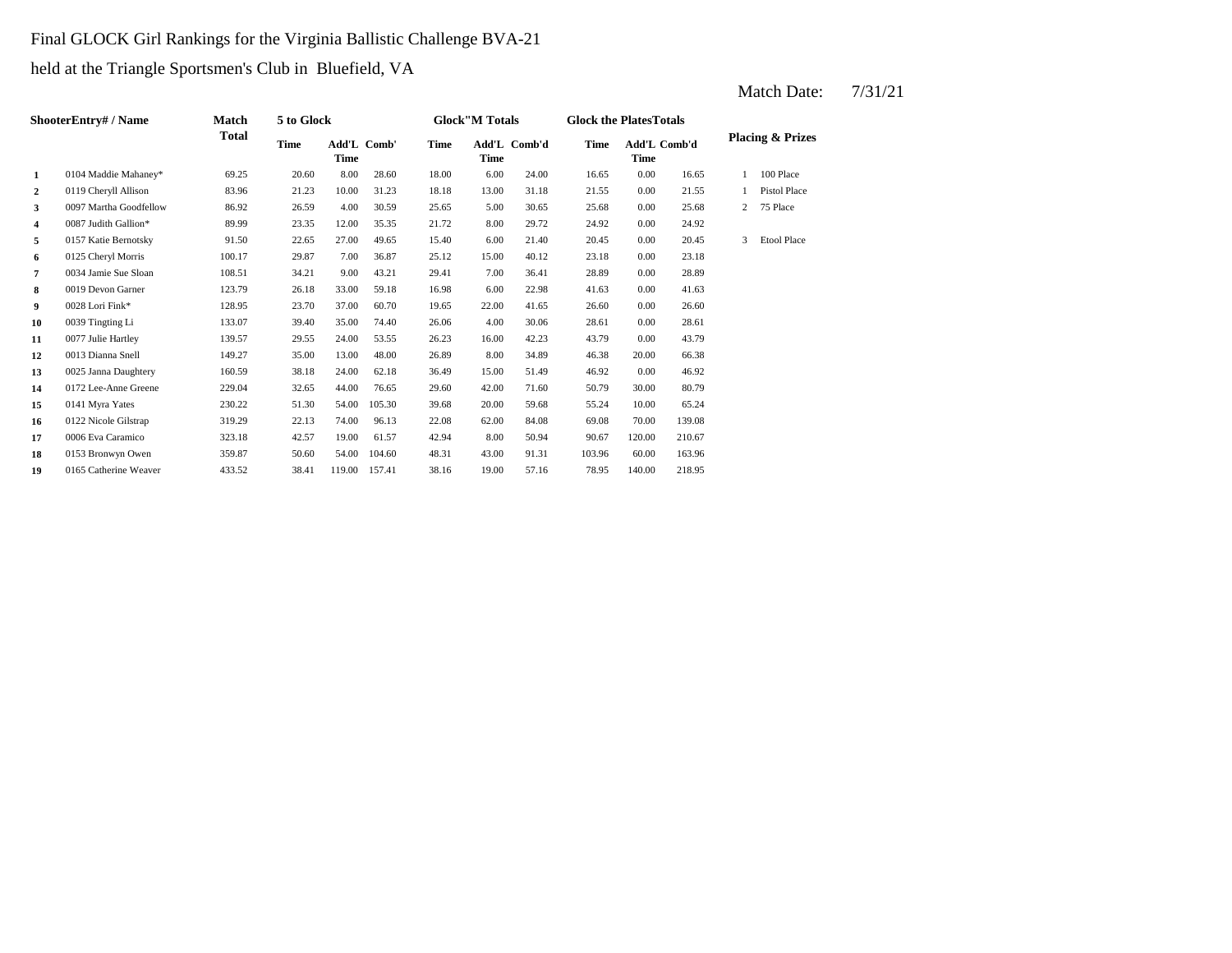Final GLOCK Girl Rankings for the Virginia Ballistic Challenge BVA-21

held at the Triangle Sportsmen's Club in Bluefield, VA

Match Date: 7/31/21

| | ShooterEntry# / Name | Match Total | 5 to Glock | | | Glock"M Totals | | | Glock the PlatesTotals | | | Placing & Prizes | |
|---|---|---|---|---|---|---|---|---|---|---|---|---|---|
| | | | Time | Add'L Time | Comb' | Time | Add'L Time | Comb'd | Time | Add'L Time | Comb'd | | |
| 1 | 0104 Maddie Mahaney* | 69.25 | 20.60 | 8.00 | 28.60 | 18.00 | 6.00 | 24.00 | 16.65 | 0.00 | 16.65 | 1 | 100 Place |
| 2 | 0119 Cheryll Allison | 83.96 | 21.23 | 10.00 | 31.23 | 18.18 | 13.00 | 31.18 | 21.55 | 0.00 | 21.55 | 1 | Pistol Place |
| 3 | 0097 Martha Goodfellow | 86.92 | 26.59 | 4.00 | 30.59 | 25.65 | 5.00 | 30.65 | 25.68 | 0.00 | 25.68 | 2 | 75 Place |
| 4 | 0087 Judith Gallion* | 89.99 | 23.35 | 12.00 | 35.35 | 21.72 | 8.00 | 29.72 | 24.92 | 0.00 | 24.92 | | |
| 5 | 0157 Katie Bernotsky | 91.50 | 22.65 | 27.00 | 49.65 | 15.40 | 6.00 | 21.40 | 20.45 | 0.00 | 20.45 | 3 | Etool Place |
| 6 | 0125 Cheryl Morris | 100.17 | 29.87 | 7.00 | 36.87 | 25.12 | 15.00 | 40.12 | 23.18 | 0.00 | 23.18 | | |
| 7 | 0034 Jamie Sue Sloan | 108.51 | 34.21 | 9.00 | 43.21 | 29.41 | 7.00 | 36.41 | 28.89 | 0.00 | 28.89 | | |
| 8 | 0019 Devon Garner | 123.79 | 26.18 | 33.00 | 59.18 | 16.98 | 6.00 | 22.98 | 41.63 | 0.00 | 41.63 | | |
| 9 | 0028 Lori Fink* | 128.95 | 23.70 | 37.00 | 60.70 | 19.65 | 22.00 | 41.65 | 26.60 | 0.00 | 26.60 | | |
| 10 | 0039 Tingting Li | 133.07 | 39.40 | 35.00 | 74.40 | 26.06 | 4.00 | 30.06 | 28.61 | 0.00 | 28.61 | | |
| 11 | 0077 Julie Hartley | 139.57 | 29.55 | 24.00 | 53.55 | 26.23 | 16.00 | 42.23 | 43.79 | 0.00 | 43.79 | | |
| 12 | 0013 Dianna Snell | 149.27 | 35.00 | 13.00 | 48.00 | 26.89 | 8.00 | 34.89 | 46.38 | 20.00 | 66.38 | | |
| 13 | 0025 Janna Daughtery | 160.59 | 38.18 | 24.00 | 62.18 | 36.49 | 15.00 | 51.49 | 46.92 | 0.00 | 46.92 | | |
| 14 | 0172 Lee-Anne Greene | 229.04 | 32.65 | 44.00 | 76.65 | 29.60 | 42.00 | 71.60 | 50.79 | 30.00 | 80.79 | | |
| 15 | 0141 Myra Yates | 230.22 | 51.30 | 54.00 | 105.30 | 39.68 | 20.00 | 59.68 | 55.24 | 10.00 | 65.24 | | |
| 16 | 0122 Nicole Gilstrap | 319.29 | 22.13 | 74.00 | 96.13 | 22.08 | 62.00 | 84.08 | 69.08 | 70.00 | 139.08 | | |
| 17 | 0006 Eva Caramico | 323.18 | 42.57 | 19.00 | 61.57 | 42.94 | 8.00 | 50.94 | 90.67 | 120.00 | 210.67 | | |
| 18 | 0153 Bronwyn Owen | 359.87 | 50.60 | 54.00 | 104.60 | 48.31 | 43.00 | 91.31 | 103.96 | 60.00 | 163.96 | | |
| 19 | 0165 Catherine Weaver | 433.52 | 38.41 | 119.00 | 157.41 | 38.16 | 19.00 | 57.16 | 78.95 | 140.00 | 218.95 | | |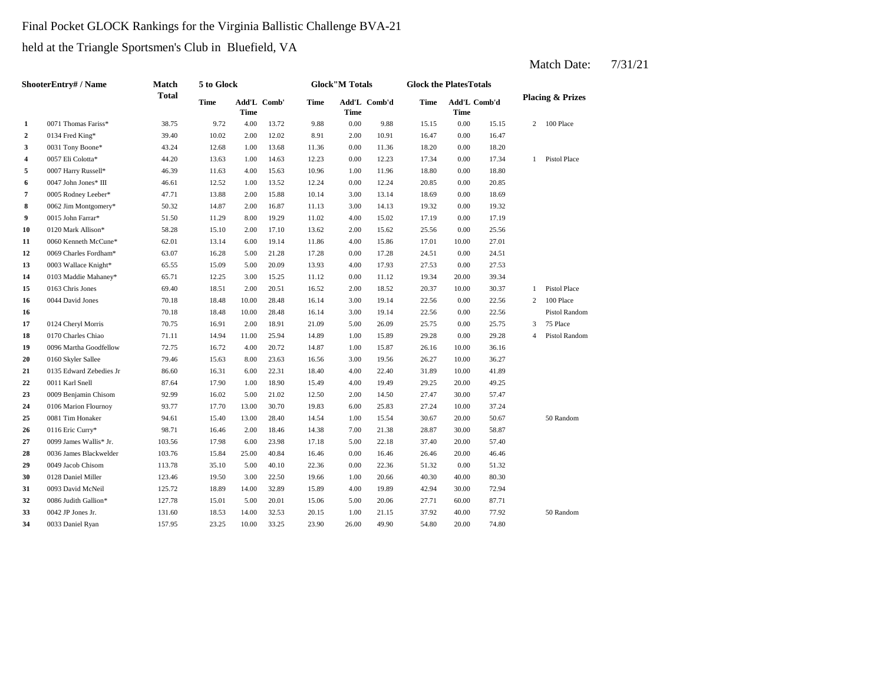Final Pocket GLOCK Rankings for the Virginia Ballistic Challenge BVA-21

held at the Triangle Sportsmen's Club in Bluefield, VA

Match Date: 7/31/21

| ShooterEntry# / Name | | Match Total | 5 to Glock | | | Glock"M Totals | | | Glock the PlatesTotals | | | Placing & Prizes | |
|---|---|---|---|---|---|---|---|---|---|---|---|---|---|
| | | | Time | Add'L Time | Comb' | Time | Add'L Time | Comb'd | Time | Add'L Time | Comb'd | | |
| 1 | 0071 Thomas Fariss* | 38.75 | 9.72 | 4.00 | 13.72 | 9.88 | 0.00 | 9.88 | 15.15 | 0.00 | 15.15 | 2 | 100 Place |
| 2 | 0134 Fred King* | 39.40 | 10.02 | 2.00 | 12.02 | 8.91 | 2.00 | 10.91 | 16.47 | 0.00 | 16.47 | | |
| 3 | 0031 Tony Boone* | 43.24 | 12.68 | 1.00 | 13.68 | 11.36 | 0.00 | 11.36 | 18.20 | 0.00 | 18.20 | | |
| 4 | 0057 Eli Colotta* | 44.20 | 13.63 | 1.00 | 14.63 | 12.23 | 0.00 | 12.23 | 17.34 | 0.00 | 17.34 | 1 | Pistol Place |
| 5 | 0007 Harry Russell* | 46.39 | 11.63 | 4.00 | 15.63 | 10.96 | 1.00 | 11.96 | 18.80 | 0.00 | 18.80 | | |
| 6 | 0047 John Jones* III | 46.61 | 12.52 | 1.00 | 13.52 | 12.24 | 0.00 | 12.24 | 20.85 | 0.00 | 20.85 | | |
| 7 | 0005 Rodney Leeber* | 47.71 | 13.88 | 2.00 | 15.88 | 10.14 | 3.00 | 13.14 | 18.69 | 0.00 | 18.69 | | |
| 8 | 0062 Jim Montgomery* | 50.32 | 14.87 | 2.00 | 16.87 | 11.13 | 3.00 | 14.13 | 19.32 | 0.00 | 19.32 | | |
| 9 | 0015 John Farrar* | 51.50 | 11.29 | 8.00 | 19.29 | 11.02 | 4.00 | 15.02 | 17.19 | 0.00 | 17.19 | | |
| 10 | 0120 Mark Allison* | 58.28 | 15.10 | 2.00 | 17.10 | 13.62 | 2.00 | 15.62 | 25.56 | 0.00 | 25.56 | | |
| 11 | 0060 Kenneth McCune* | 62.01 | 13.14 | 6.00 | 19.14 | 11.86 | 4.00 | 15.86 | 17.01 | 10.00 | 27.01 | | |
| 12 | 0069 Charles Fordham* | 63.07 | 16.28 | 5.00 | 21.28 | 17.28 | 0.00 | 17.28 | 24.51 | 0.00 | 24.51 | | |
| 13 | 0003 Wallace Knight* | 65.55 | 15.09 | 5.00 | 20.09 | 13.93 | 4.00 | 17.93 | 27.53 | 0.00 | 27.53 | | |
| 14 | 0103 Maddie Mahaney* | 65.71 | 12.25 | 3.00 | 15.25 | 11.12 | 0.00 | 11.12 | 19.34 | 20.00 | 39.34 | | |
| 15 | 0163 Chris Jones | 69.40 | 18.51 | 2.00 | 20.51 | 16.52 | 2.00 | 18.52 | 20.37 | 10.00 | 30.37 | 1 | Pistol Place |
| 16 | 0044 David Jones | 70.18 | 18.48 | 10.00 | 28.48 | 16.14 | 3.00 | 19.14 | 22.56 | 0.00 | 22.56 | 2 | 100 Place |
| 16 | | 70.18 | 18.48 | 10.00 | 28.48 | 16.14 | 3.00 | 19.14 | 22.56 | 0.00 | 22.56 | | Pistol Random |
| 17 | 0124 Cheryl Morris | 70.75 | 16.91 | 2.00 | 18.91 | 21.09 | 5.00 | 26.09 | 25.75 | 0.00 | 25.75 | 3 | 75 Place |
| 18 | 0170 Charles Chiao | 71.11 | 14.94 | 11.00 | 25.94 | 14.89 | 1.00 | 15.89 | 29.28 | 0.00 | 29.28 | 4 | Pistol Random |
| 19 | 0096 Martha Goodfellow | 72.75 | 16.72 | 4.00 | 20.72 | 14.87 | 1.00 | 15.87 | 26.16 | 10.00 | 36.16 | | |
| 20 | 0160 Skyler Sallee | 79.46 | 15.63 | 8.00 | 23.63 | 16.56 | 3.00 | 19.56 | 26.27 | 10.00 | 36.27 | | |
| 21 | 0135 Edward Zebedies Jr | 86.60 | 16.31 | 6.00 | 22.31 | 18.40 | 4.00 | 22.40 | 31.89 | 10.00 | 41.89 | | |
| 22 | 0011 Karl Snell | 87.64 | 17.90 | 1.00 | 18.90 | 15.49 | 4.00 | 19.49 | 29.25 | 20.00 | 49.25 | | |
| 23 | 0009 Benjamin Chisom | 92.99 | 16.02 | 5.00 | 21.02 | 12.50 | 2.00 | 14.50 | 27.47 | 30.00 | 57.47 | | |
| 24 | 0106 Marion Flournoy | 93.77 | 17.70 | 13.00 | 30.70 | 19.83 | 6.00 | 25.83 | 27.24 | 10.00 | 37.24 | | |
| 25 | 0081 Tim Honaker | 94.61 | 15.40 | 13.00 | 28.40 | 14.54 | 1.00 | 15.54 | 30.67 | 20.00 | 50.67 | | 50 Random |
| 26 | 0116 Eric Curry* | 98.71 | 16.46 | 2.00 | 18.46 | 14.38 | 7.00 | 21.38 | 28.87 | 30.00 | 58.87 | | |
| 27 | 0099 James Wallis* Jr. | 103.56 | 17.98 | 6.00 | 23.98 | 17.18 | 5.00 | 22.18 | 37.40 | 20.00 | 57.40 | | |
| 28 | 0036 James Blackwelder | 103.76 | 15.84 | 25.00 | 40.84 | 16.46 | 0.00 | 16.46 | 26.46 | 20.00 | 46.46 | | |
| 29 | 0049 Jacob Chisom | 113.78 | 35.10 | 5.00 | 40.10 | 22.36 | 0.00 | 22.36 | 51.32 | 0.00 | 51.32 | | |
| 30 | 0128 Daniel Miller | 123.46 | 19.50 | 3.00 | 22.50 | 19.66 | 1.00 | 20.66 | 40.30 | 40.00 | 80.30 | | |
| 31 | 0093 David McNeil | 125.72 | 18.89 | 14.00 | 32.89 | 15.89 | 4.00 | 19.89 | 42.94 | 30.00 | 72.94 | | |
| 32 | 0086 Judith Gallion* | 127.78 | 15.01 | 5.00 | 20.01 | 15.06 | 5.00 | 20.06 | 27.71 | 60.00 | 87.71 | | |
| 33 | 0042 JP Jones Jr. | 131.60 | 18.53 | 14.00 | 32.53 | 20.15 | 1.00 | 21.15 | 37.92 | 40.00 | 77.92 | | 50 Random |
| 34 | 0033 Daniel Ryan | 157.95 | 23.25 | 10.00 | 33.25 | 23.90 | 26.00 | 49.90 | 54.80 | 20.00 | 74.80 | | |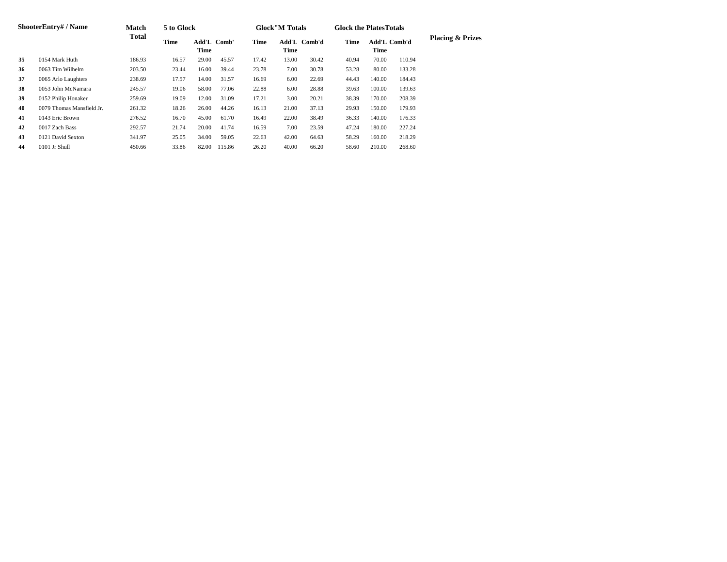| Shooter | Entry# / Name | Match Total | 5 to Glock | | | Glock"M Totals | | | Glock the Plates Totals | | | Placing & Prizes |
|---|---|---|---|---|---|---|---|---|---|---|---|---|
| | | | Time | Add'L Time | Comb' | Time | Add'L Time | Comb'd | Time | Add'L Time | Comb'd | |
| **35** | 0154 Mark Huth | 186.93 | 16.57 | 29.00 | 45.57 | 17.42 | 13.00 | 30.42 | 40.94 | 70.00 | 110.94 | |
| **36** | 0063 Tim Wilhelm | 203.50 | 23.44 | 16.00 | 39.44 | 23.78 | 7.00 | 30.78 | 53.28 | 80.00 | 133.28 | |
| **37** | 0065 Arlo Laughters | 238.69 | 17.57 | 14.00 | 31.57 | 16.69 | 6.00 | 22.69 | 44.43 | 140.00 | 184.43 | |
| **38** | 0053 John McNamara | 245.57 | 19.06 | 58.00 | 77.06 | 22.88 | 6.00 | 28.88 | 39.63 | 100.00 | 139.63 | |
| **39** | 0152 Philip Honaker | 259.69 | 19.09 | 12.00 | 31.09 | 17.21 | 3.00 | 20.21 | 38.39 | 170.00 | 208.39 | |
| **40** | 0079 Thomas Mansfield Jr. | 261.32 | 18.26 | 26.00 | 44.26 | 16.13 | 21.00 | 37.13 | 29.93 | 150.00 | 179.93 | |
| **41** | 0143 Eric Brown | 276.52 | 16.70 | 45.00 | 61.70 | 16.49 | 22.00 | 38.49 | 36.33 | 140.00 | 176.33 | |
| **42** | 0017 Zach Bass | 292.57 | 21.74 | 20.00 | 41.74 | 16.59 | 7.00 | 23.59 | 47.24 | 180.00 | 227.24 | |
| **43** | 0121 David Sexton | 341.97 | 25.05 | 34.00 | 59.05 | 22.63 | 42.00 | 64.63 | 58.29 | 160.00 | 218.29 | |
| **44** | 0101 Jr Shull | 450.66 | 33.86 | 82.00 | 115.86 | 26.20 | 40.00 | 66.20 | 58.60 | 210.00 | 268.60 | |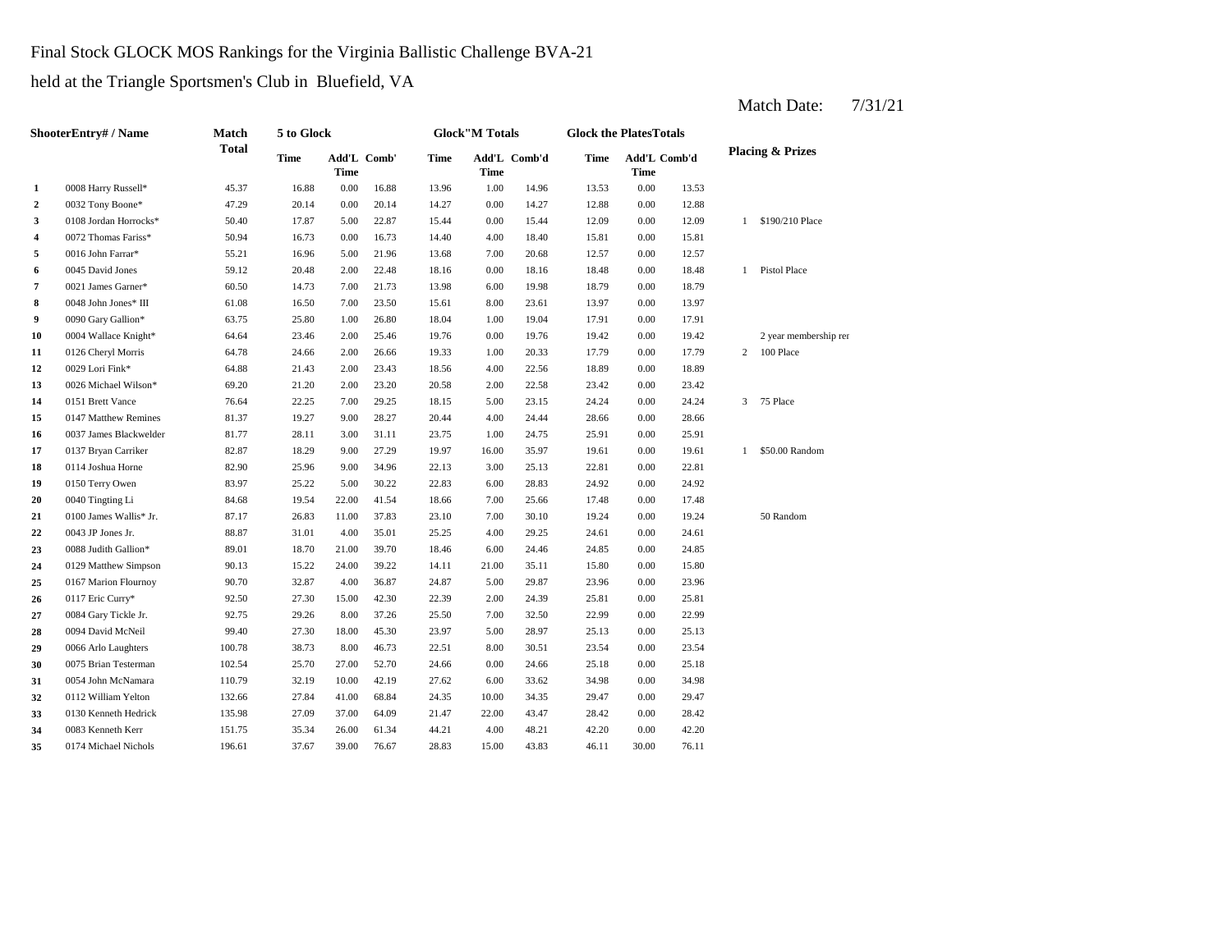Final Stock GLOCK MOS Rankings for the Virginia Ballistic Challenge BVA-21

held at the Triangle Sportsmen's Club in Bluefield, VA

Match Date: 7/31/21

| | ShooterEntry# / Name | Match Total | 5 to Glock | | | Glock"M Totals | | | Glock the PlatesTotals | | | Placing & Prizes | |
|---|---|---|---|---|---|---|---|---|---|---|---|---|---|
| | | | Time | Add'L Time | Comb' | Time | Add'L Time | Comb'd | Time | Add'L Time | Comb'd | | |
| 1 | 0008 Harry Russell* | 45.37 | 16.88 | 0.00 | 16.88 | 13.96 | 1.00 | 14.96 | 13.53 | 0.00 | 13.53 | | |
| 2 | 0032 Tony Boone* | 47.29 | 20.14 | 0.00 | 20.14 | 14.27 | 0.00 | 14.27 | 12.88 | 0.00 | 12.88 | | |
| 3 | 0108 Jordan Horrocks* | 50.40 | 17.87 | 5.00 | 22.87 | 15.44 | 0.00 | 15.44 | 12.09 | 0.00 | 12.09 | 1 | $190/210 Place |
| 4 | 0072 Thomas Fariss* | 50.94 | 16.73 | 0.00 | 16.73 | 14.40 | 4.00 | 18.40 | 15.81 | 0.00 | 15.81 | | |
| 5 | 0016 John Farrar* | 55.21 | 16.96 | 5.00 | 21.96 | 13.68 | 7.00 | 20.68 | 12.57 | 0.00 | 12.57 | | |
| 6 | 0045 David Jones | 59.12 | 20.48 | 2.00 | 22.48 | 18.16 | 0.00 | 18.16 | 18.48 | 0.00 | 18.48 | 1 | Pistol Place |
| 7 | 0021 James Garner* | 60.50 | 14.73 | 7.00 | 21.73 | 13.98 | 6.00 | 19.98 | 18.79 | 0.00 | 18.79 | | |
| 8 | 0048 John Jones* III | 61.08 | 16.50 | 7.00 | 23.50 | 15.61 | 8.00 | 23.61 | 13.97 | 0.00 | 13.97 | | |
| 9 | 0090 Gary Gallion* | 63.75 | 25.80 | 1.00 | 26.80 | 18.04 | 1.00 | 19.04 | 17.91 | 0.00 | 17.91 | | |
| 10 | 0004 Wallace Knight* | 64.64 | 23.46 | 2.00 | 25.46 | 19.76 | 0.00 | 19.76 | 19.42 | 0.00 | 19.42 | | 2 year membership rer |
| 11 | 0126 Cheryl Morris | 64.78 | 24.66 | 2.00 | 26.66 | 19.33 | 1.00 | 20.33 | 17.79 | 0.00 | 17.79 | 2 | 100 Place |
| 12 | 0029 Lori Fink* | 64.88 | 21.43 | 2.00 | 23.43 | 18.56 | 4.00 | 22.56 | 18.89 | 0.00 | 18.89 | | |
| 13 | 0026 Michael Wilson* | 69.20 | 21.20 | 2.00 | 23.20 | 20.58 | 2.00 | 22.58 | 23.42 | 0.00 | 23.42 | | |
| 14 | 0151 Brett Vance | 76.64 | 22.25 | 7.00 | 29.25 | 18.15 | 5.00 | 23.15 | 24.24 | 0.00 | 24.24 | 3 | 75 Place |
| 15 | 0147 Matthew Remines | 81.37 | 19.27 | 9.00 | 28.27 | 20.44 | 4.00 | 24.44 | 28.66 | 0.00 | 28.66 | | |
| 16 | 0037 James Blackwelder | 81.77 | 28.11 | 3.00 | 31.11 | 23.75 | 1.00 | 24.75 | 25.91 | 0.00 | 25.91 | | |
| 17 | 0137 Bryan Carriker | 82.87 | 18.29 | 9.00 | 27.29 | 19.97 | 16.00 | 35.97 | 19.61 | 0.00 | 19.61 | 1 | $50.00 Random |
| 18 | 0114 Joshua Horne | 82.90 | 25.96 | 9.00 | 34.96 | 22.13 | 3.00 | 25.13 | 22.81 | 0.00 | 22.81 | | |
| 19 | 0150 Terry Owen | 83.97 | 25.22 | 5.00 | 30.22 | 22.83 | 6.00 | 28.83 | 24.92 | 0.00 | 24.92 | | |
| 20 | 0040 Tingting Li | 84.68 | 19.54 | 22.00 | 41.54 | 18.66 | 7.00 | 25.66 | 17.48 | 0.00 | 17.48 | | |
| 21 | 0100 James Wallis* Jr. | 87.17 | 26.83 | 11.00 | 37.83 | 23.10 | 7.00 | 30.10 | 19.24 | 0.00 | 19.24 | | 50 Random |
| 22 | 0043 JP Jones Jr. | 88.87 | 31.01 | 4.00 | 35.01 | 25.25 | 4.00 | 29.25 | 24.61 | 0.00 | 24.61 | | |
| 23 | 0088 Judith Gallion* | 89.01 | 18.70 | 21.00 | 39.70 | 18.46 | 6.00 | 24.46 | 24.85 | 0.00 | 24.85 | | |
| 24 | 0129 Matthew Simpson | 90.13 | 15.22 | 24.00 | 39.22 | 14.11 | 21.00 | 35.11 | 15.80 | 0.00 | 15.80 | | |
| 25 | 0167 Marion Flournoy | 90.70 | 32.87 | 4.00 | 36.87 | 24.87 | 5.00 | 29.87 | 23.96 | 0.00 | 23.96 | | |
| 26 | 0117 Eric Curry* | 92.50 | 27.30 | 15.00 | 42.30 | 22.39 | 2.00 | 24.39 | 25.81 | 0.00 | 25.81 | | |
| 27 | 0084 Gary Tickle Jr. | 92.75 | 29.26 | 8.00 | 37.26 | 25.50 | 7.00 | 32.50 | 22.99 | 0.00 | 22.99 | | |
| 28 | 0094 David McNeil | 99.40 | 27.30 | 18.00 | 45.30 | 23.97 | 5.00 | 28.97 | 25.13 | 0.00 | 25.13 | | |
| 29 | 0066 Arlo Laughters | 100.78 | 38.73 | 8.00 | 46.73 | 22.51 | 8.00 | 30.51 | 23.54 | 0.00 | 23.54 | | |
| 30 | 0075 Brian Testerman | 102.54 | 25.70 | 27.00 | 52.70 | 24.66 | 0.00 | 24.66 | 25.18 | 0.00 | 25.18 | | |
| 31 | 0054 John McNamara | 110.79 | 32.19 | 10.00 | 42.19 | 27.62 | 6.00 | 33.62 | 34.98 | 0.00 | 34.98 | | |
| 32 | 0112 William Yelton | 132.66 | 27.84 | 41.00 | 68.84 | 24.35 | 10.00 | 34.35 | 29.47 | 0.00 | 29.47 | | |
| 33 | 0130 Kenneth Hedrick | 135.98 | 27.09 | 37.00 | 64.09 | 21.47 | 22.00 | 43.47 | 28.42 | 0.00 | 28.42 | | |
| 34 | 0083 Kenneth Kerr | 151.75 | 35.34 | 26.00 | 61.34 | 44.21 | 4.00 | 48.21 | 42.20 | 0.00 | 42.20 | | |
| 35 | 0174 Michael Nichols | 196.61 | 37.67 | 39.00 | 76.67 | 28.83 | 15.00 | 43.83 | 46.11 | 30.00 | 76.11 | | |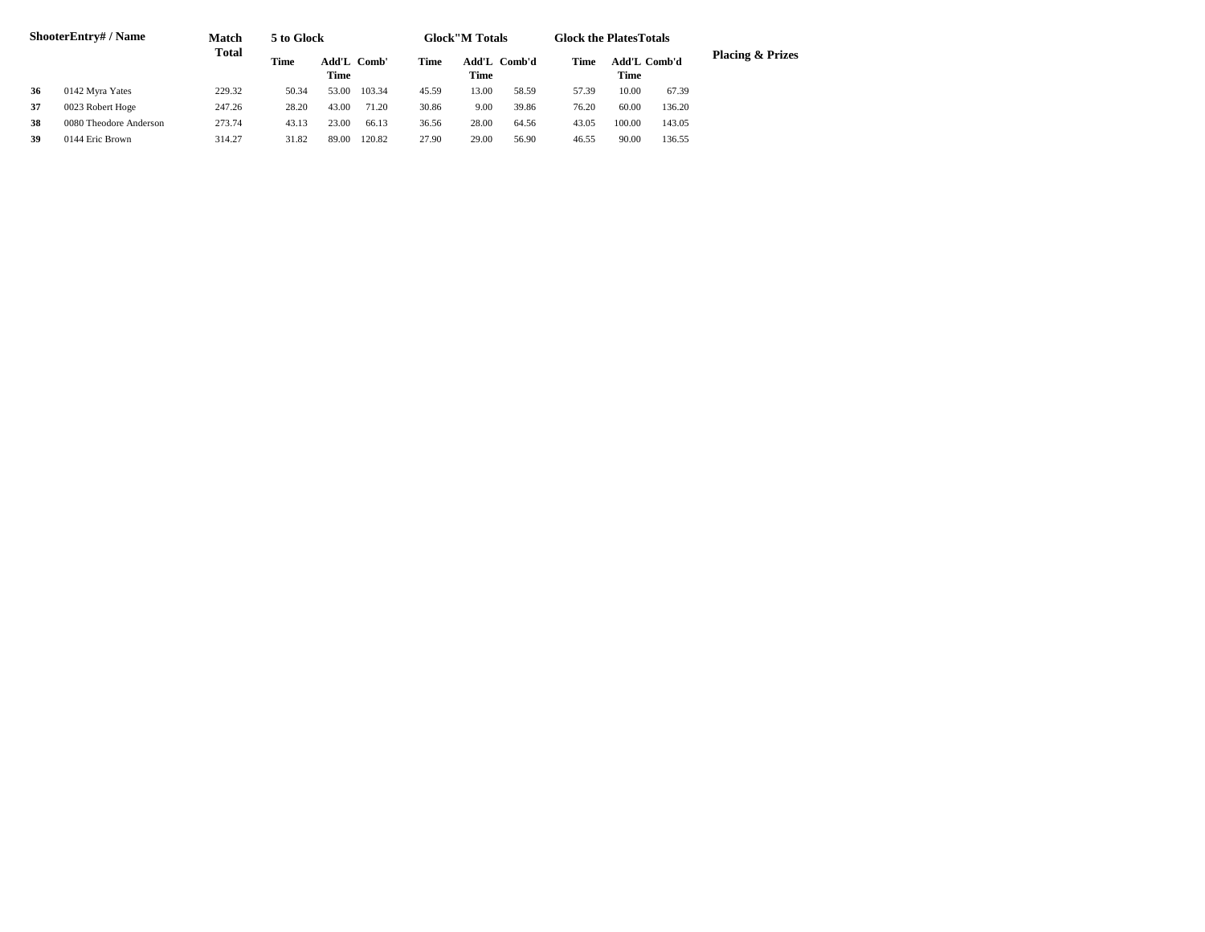| Shooter | Entry# / Name | Match Total | 5 to Glock | | | Glock"M Totals | | | Glock the Plates Totals | | | Placing & Prizes |
|---|---|---|---|---|---|---|---|---|---|---|---|---|
| | | | Time | Add'L Time | Comb' | Time | Add'L Time | Comb'd | Time | Add'L Time | Comb'd | |
| **36** | 0142 Myra Yates | 229.32 | 50.34 | 53.00 | 103.34 | 45.59 | 13.00 | 58.59 | 57.39 | 10.00 | 67.39 | |
| **37** | 0023 Robert Hoge | 247.26 | 28.20 | 43.00 | 71.20 | 30.86 | 9.00 | 39.86 | 76.20 | 60.00 | 136.20 | |
| **38** | 0080 Theodore Anderson | 273.74 | 43.13 | 23.00 | 66.13 | 36.56 | 28.00 | 64.56 | 43.05 | 100.00 | 143.05 | |
| **39** | 0144 Eric Brown | 314.27 | 31.82 | 89.00 | 120.82 | 27.90 | 29.00 | 56.90 | 46.55 | 90.00 | 136.55 | |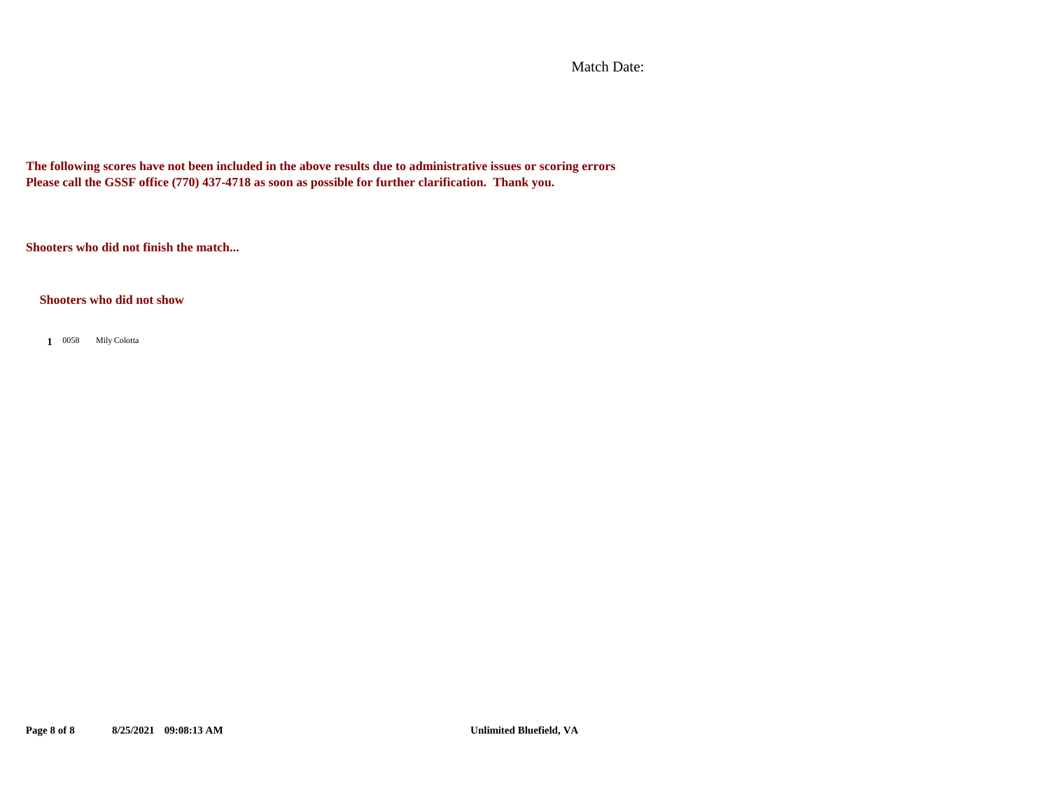Match Date:

**The following scores have not been included in the above results due to administrative issues or scoring errors**
**Please call the GSSF office (770) 437-4718 as soon as possible for further clarification. Thank you.**

**Shooters who did not finish the match...**

**Shooters who did not show**

**1** 0058 Mily Colotta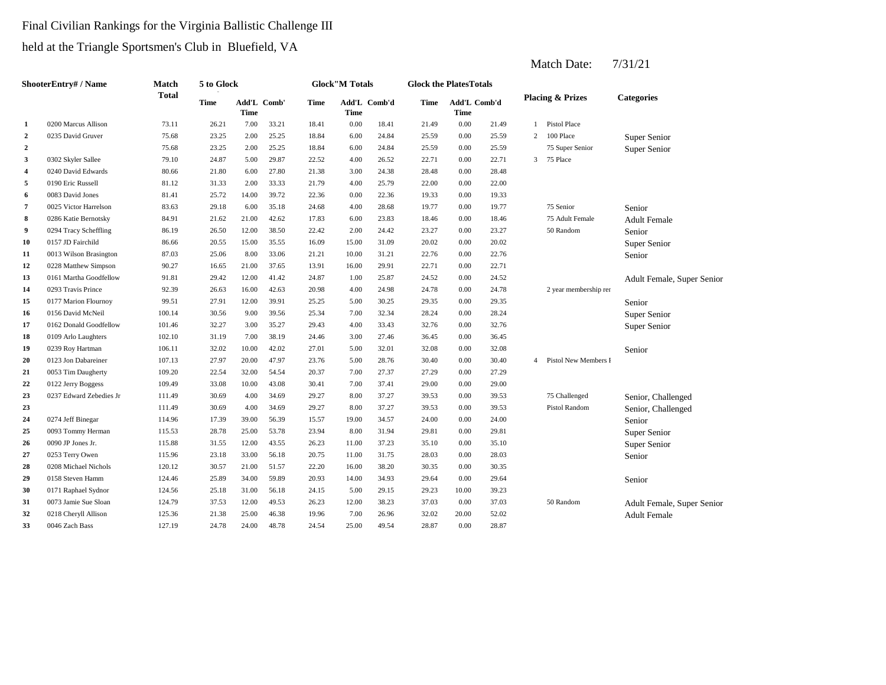Final Civilian Rankings for the Virginia Ballistic Challenge III

held at the Triangle Sportsmen's Club in Bluefield, VA

Match Date: 7/31/21

| Shooter | Entry# / Name | Match Total | 5 to Glock Time | Add'L Time | Comb' | Glock"M Totals Time | Add'L Time | Comb'd | Glock the Plates Totals Time | Add'L Time | Comb'd | Placing & Prizes | | Categories |
|---|---|---|---|---|---|---|---|---|---|---|---|---|---|---|
| 1 | 0200 Marcus Allison | 73.11 | 26.21 | 7.00 | 33.21 | 18.41 | 0.00 | 18.41 | 21.49 | 0.00 | 21.49 | 1 | Pistol Place | |
| 2 | 0235 David Gruver | 75.68 | 23.25 | 2.00 | 25.25 | 18.84 | 6.00 | 24.84 | 25.59 | 0.00 | 25.59 | 2 | 100 Place | Super Senior |
| 2 | | 75.68 | 23.25 | 2.00 | 25.25 | 18.84 | 6.00 | 24.84 | 25.59 | 0.00 | 25.59 | | 75 Super Senior | Super Senior |
| 3 | 0302 Skyler Sallee | 79.10 | 24.87 | 5.00 | 29.87 | 22.52 | 4.00 | 26.52 | 22.71 | 0.00 | 22.71 | 3 | 75 Place | |
| 4 | 0240 David Edwards | 80.66 | 21.80 | 6.00 | 27.80 | 21.38 | 3.00 | 24.38 | 28.48 | 0.00 | 28.48 | | | |
| 5 | 0190 Eric Russell | 81.12 | 31.33 | 2.00 | 33.33 | 21.79 | 4.00 | 25.79 | 22.00 | 0.00 | 22.00 | | | |
| 6 | 0083 David Jones | 81.41 | 25.72 | 14.00 | 39.72 | 22.36 | 0.00 | 22.36 | 19.33 | 0.00 | 19.33 | | | |
| 7 | 0025 Victor Harrelson | 83.63 | 29.18 | 6.00 | 35.18 | 24.68 | 4.00 | 28.68 | 19.77 | 0.00 | 19.77 | | 75 Senior | Senior |
| 8 | 0286 Katie Bernotsky | 84.91 | 21.62 | 21.00 | 42.62 | 17.83 | 6.00 | 23.83 | 18.46 | 0.00 | 18.46 | | 75 Adult Female | Adult Female |
| 9 | 0294 Tracy Scheffling | 86.19 | 26.50 | 12.00 | 38.50 | 22.42 | 2.00 | 24.42 | 23.27 | 0.00 | 23.27 | | 50 Random | Senior |
| 10 | 0157 JD Fairchild | 86.66 | 20.55 | 15.00 | 35.55 | 16.09 | 15.00 | 31.09 | 20.02 | 0.00 | 20.02 | | | Super Senior |
| 11 | 0013 Wilson Brasington | 87.03 | 25.06 | 8.00 | 33.06 | 21.21 | 10.00 | 31.21 | 22.76 | 0.00 | 22.76 | | | Senior |
| 12 | 0228 Matthew Simpson | 90.27 | 16.65 | 21.00 | 37.65 | 13.91 | 16.00 | 29.91 | 22.71 | 0.00 | 22.71 | | | |
| 13 | 0161 Martha Goodfellow | 91.81 | 29.42 | 12.00 | 41.42 | 24.87 | 1.00 | 25.87 | 24.52 | 0.00 | 24.52 | | | Adult Female, Super Senior |
| 14 | 0293 Travis Prince | 92.39 | 26.63 | 16.00 | 42.63 | 20.98 | 4.00 | 24.98 | 24.78 | 0.00 | 24.78 | | 2 year membership rer | |
| 15 | 0177 Marion Flournoy | 99.51 | 27.91 | 12.00 | 39.91 | 25.25 | 5.00 | 30.25 | 29.35 | 0.00 | 29.35 | | | Senior |
| 16 | 0156 David McNeil | 100.14 | 30.56 | 9.00 | 39.56 | 25.34 | 7.00 | 32.34 | 28.24 | 0.00 | 28.24 | | | Super Senior |
| 17 | 0162 Donald Goodfellow | 101.46 | 32.27 | 3.00 | 35.27 | 29.43 | 4.00 | 33.43 | 32.76 | 0.00 | 32.76 | | | Super Senior |
| 18 | 0109 Arlo Laughters | 102.10 | 31.19 | 7.00 | 38.19 | 24.46 | 3.00 | 27.46 | 36.45 | 0.00 | 36.45 | | | |
| 19 | 0239 Roy Hartman | 106.11 | 32.02 | 10.00 | 42.02 | 27.01 | 5.00 | 32.01 | 32.08 | 0.00 | 32.08 | | | Senior |
| 20 | 0123 Jon Dabareiner | 107.13 | 27.97 | 20.00 | 47.97 | 23.76 | 5.00 | 28.76 | 30.40 | 0.00 | 30.40 | 4 | Pistol New Members I | |
| 21 | 0053 Tim Daugherty | 109.20 | 22.54 | 32.00 | 54.54 | 20.37 | 7.00 | 27.37 | 27.29 | 0.00 | 27.29 | | | |
| 22 | 0122 Jerry Boggess | 109.49 | 33.08 | 10.00 | 43.08 | 30.41 | 7.00 | 37.41 | 29.00 | 0.00 | 29.00 | | | |
| 23 | 0237 Edward Zebedies Jr | 111.49 | 30.69 | 4.00 | 34.69 | 29.27 | 8.00 | 37.27 | 39.53 | 0.00 | 39.53 | | 75 Challenged | Senior, Challenged |
| 23 | | 111.49 | 30.69 | 4.00 | 34.69 | 29.27 | 8.00 | 37.27 | 39.53 | 0.00 | 39.53 | | Pistol Random | Senior, Challenged |
| 24 | 0274 Jeff Binegar | 114.96 | 17.39 | 39.00 | 56.39 | 15.57 | 19.00 | 34.57 | 24.00 | 0.00 | 24.00 | | | Senior |
| 25 | 0093 Tommy Herman | 115.53 | 28.78 | 25.00 | 53.78 | 23.94 | 8.00 | 31.94 | 29.81 | 0.00 | 29.81 | | | Super Senior |
| 26 | 0090 JP Jones Jr. | 115.88 | 31.55 | 12.00 | 43.55 | 26.23 | 11.00 | 37.23 | 35.10 | 0.00 | 35.10 | | | Super Senior |
| 27 | 0253 Terry Owen | 115.96 | 23.18 | 33.00 | 56.18 | 20.75 | 11.00 | 31.75 | 28.03 | 0.00 | 28.03 | | | Senior |
| 28 | 0208 Michael Nichols | 120.12 | 30.57 | 21.00 | 51.57 | 22.20 | 16.00 | 38.20 | 30.35 | 0.00 | 30.35 | | | |
| 29 | 0158 Steven Hamm | 124.46 | 25.89 | 34.00 | 59.89 | 20.93 | 14.00 | 34.93 | 29.64 | 0.00 | 29.64 | | | Senior |
| 30 | 0171 Raphael Sydnor | 124.56 | 25.18 | 31.00 | 56.18 | 24.15 | 5.00 | 29.15 | 29.23 | 10.00 | 39.23 | | | |
| 31 | 0073 Jamie Sue Sloan | 124.79 | 37.53 | 12.00 | 49.53 | 26.23 | 12.00 | 38.23 | 37.03 | 0.00 | 37.03 | | 50 Random | Adult Female, Super Senior |
| 32 | 0218 Cheryll Allison | 125.36 | 21.38 | 25.00 | 46.38 | 19.96 | 7.00 | 26.96 | 32.02 | 20.00 | 52.02 | | | Adult Female |
| 33 | 0046 Zach Bass | 127.19 | 24.78 | 24.00 | 48.78 | 24.54 | 25.00 | 49.54 | 28.87 | 0.00 | 28.87 | | | |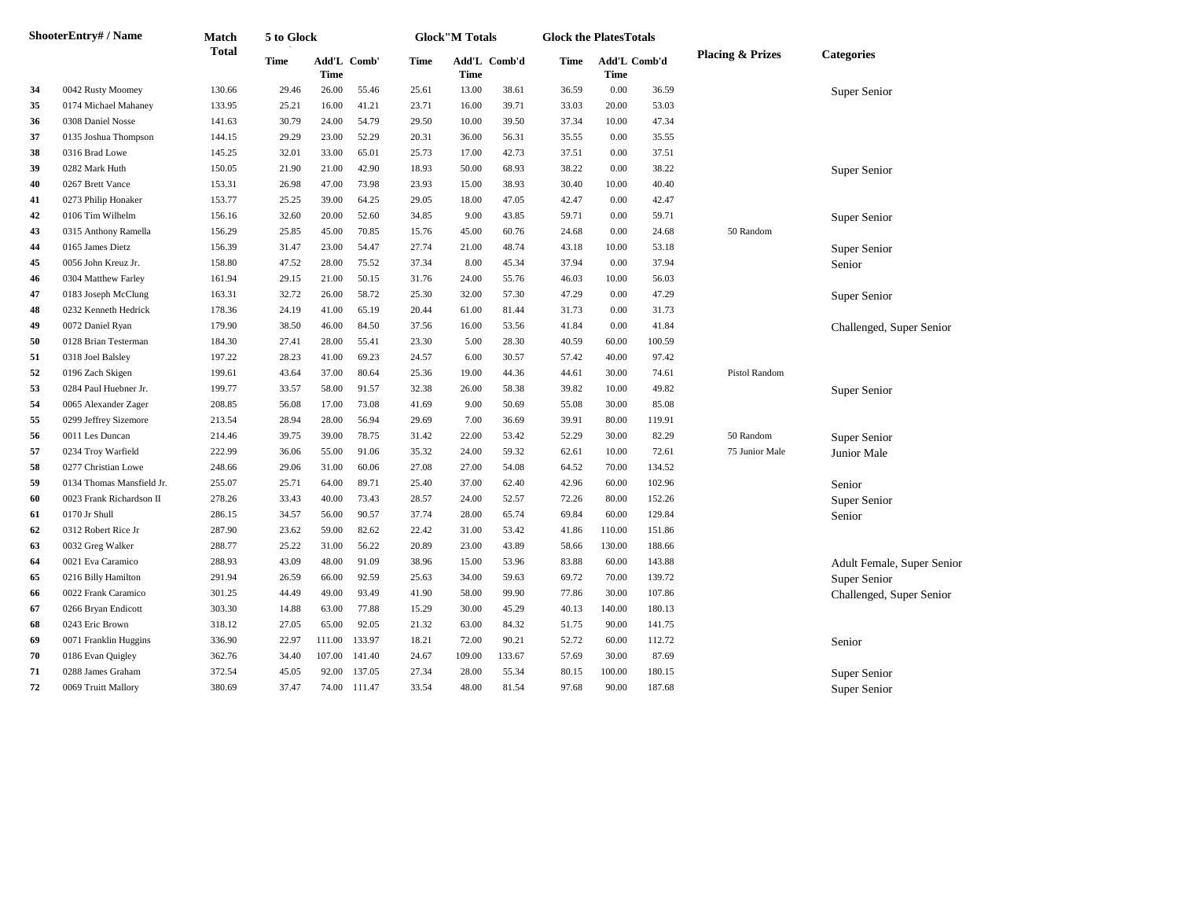| | ShooterEntry# / Name | Match Total | 5 to Glock | | | Glock"M Totals | | | Glock the PlatesTotals | | | Placing & Prizes | Categories |
|---|---|---|---|---|---|---|---|---|---|---|---|---|---|
| | | | Time | Add'L Time | Comb' | Time | Add'L Time | Comb'd | Time | Add'L Time | Comb'd | | |
| 34 | 0042 Rusty Moomey | 130.66 | 29.46 | 26.00 | 55.46 | 25.61 | 13.00 | 38.61 | 36.59 | 0.00 | 36.59 | | Super Senior |
| 35 | 0174 Michael Mahaney | 133.95 | 25.21 | 16.00 | 41.21 | 23.71 | 16.00 | 39.71 | 33.03 | 20.00 | 53.03 | | |
| 36 | 0308 Daniel Nosse | 141.63 | 30.79 | 24.00 | 54.79 | 29.50 | 10.00 | 39.50 | 37.34 | 10.00 | 47.34 | | |
| 37 | 0135 Joshua Thompson | 144.15 | 29.29 | 23.00 | 52.29 | 20.31 | 36.00 | 56.31 | 35.55 | 0.00 | 35.55 | | |
| 38 | 0316 Brad Lowe | 145.25 | 32.01 | 33.00 | 65.01 | 25.73 | 17.00 | 42.73 | 37.51 | 0.00 | 37.51 | | |
| 39 | 0282 Mark Huth | 150.05 | 21.90 | 21.00 | 42.90 | 18.93 | 50.00 | 68.93 | 38.22 | 0.00 | 38.22 | | Super Senior |
| 40 | 0267 Brett Vance | 153.31 | 26.98 | 47.00 | 73.98 | 23.93 | 15.00 | 38.93 | 30.40 | 10.00 | 40.40 | | |
| 41 | 0273 Philip Honaker | 153.77 | 25.25 | 39.00 | 64.25 | 29.05 | 18.00 | 47.05 | 42.47 | 0.00 | 42.47 | | |
| 42 | 0106 Tim Wilhelm | 156.16 | 32.60 | 20.00 | 52.60 | 34.85 | 9.00 | 43.85 | 59.71 | 0.00 | 59.71 | | Super Senior |
| 43 | 0315 Anthony Ramella | 156.29 | 25.85 | 45.00 | 70.85 | 15.76 | 45.00 | 60.76 | 24.68 | 0.00 | 24.68 | 50 Random | |
| 44 | 0165 James Dietz | 156.39 | 31.47 | 23.00 | 54.47 | 27.74 | 21.00 | 48.74 | 43.18 | 10.00 | 53.18 | | Super Senior |
| 45 | 0056 John Kreuz Jr. | 158.80 | 47.52 | 28.00 | 75.52 | 37.34 | 8.00 | 45.34 | 37.94 | 0.00 | 37.94 | | Senior |
| 46 | 0304 Matthew Farley | 161.94 | 29.15 | 21.00 | 50.15 | 31.76 | 24.00 | 55.76 | 46.03 | 10.00 | 56.03 | | |
| 47 | 0183 Joseph McClung | 163.31 | 32.72 | 26.00 | 58.72 | 25.30 | 32.00 | 57.30 | 47.29 | 0.00 | 47.29 | | Super Senior |
| 48 | 0232 Kenneth Hedrick | 178.36 | 24.19 | 41.00 | 65.19 | 20.44 | 61.00 | 81.44 | 31.73 | 0.00 | 31.73 | | |
| 49 | 0072 Daniel Ryan | 179.90 | 38.50 | 46.00 | 84.50 | 37.56 | 16.00 | 53.56 | 41.84 | 0.00 | 41.84 | | Challenged, Super Senior |
| 50 | 0128 Brian Testerman | 184.30 | 27.41 | 28.00 | 55.41 | 23.30 | 5.00 | 28.30 | 40.59 | 60.00 | 100.59 | | |
| 51 | 0318 Joel Balsley | 197.22 | 28.23 | 41.00 | 69.23 | 24.57 | 6.00 | 30.57 | 57.42 | 40.00 | 97.42 | | |
| 52 | 0196 Zach Skigen | 199.61 | 43.64 | 37.00 | 80.64 | 25.36 | 19.00 | 44.36 | 44.61 | 30.00 | 74.61 | Pistol Random | |
| 53 | 0284 Paul Huebner Jr. | 199.77 | 33.57 | 58.00 | 91.57 | 32.38 | 26.00 | 58.38 | 39.82 | 10.00 | 49.82 | | Super Senior |
| 54 | 0065 Alexander Zager | 208.85 | 56.08 | 17.00 | 73.08 | 41.69 | 9.00 | 50.69 | 55.08 | 30.00 | 85.08 | | |
| 55 | 0299 Jeffrey Sizemore | 213.54 | 28.94 | 28.00 | 56.94 | 29.69 | 7.00 | 36.69 | 39.91 | 80.00 | 119.91 | | |
| 56 | 0011 Les Duncan | 214.46 | 39.75 | 39.00 | 78.75 | 31.42 | 22.00 | 53.42 | 52.29 | 30.00 | 82.29 | 50 Random | Super Senior |
| 57 | 0234 Troy Warfield | 222.99 | 36.06 | 55.00 | 91.06 | 35.32 | 24.00 | 59.32 | 62.61 | 10.00 | 72.61 | 75 Junior Male | Junior Male |
| 58 | 0277 Christian Lowe | 248.66 | 29.06 | 31.00 | 60.06 | 27.08 | 27.00 | 54.08 | 64.52 | 70.00 | 134.52 | | |
| 59 | 0134 Thomas Mansfield Jr. | 255.07 | 25.71 | 64.00 | 89.71 | 25.40 | 37.00 | 62.40 | 42.96 | 60.00 | 102.96 | | Senior |
| 60 | 0023 Frank Richardson II | 278.26 | 33.43 | 40.00 | 73.43 | 28.57 | 24.00 | 52.57 | 72.26 | 80.00 | 152.26 | | Super Senior |
| 61 | 0170 Jr Shull | 286.15 | 34.57 | 56.00 | 90.57 | 37.74 | 28.00 | 65.74 | 69.84 | 60.00 | 129.84 | | Senior |
| 62 | 0312 Robert Rice Jr | 287.90 | 23.62 | 59.00 | 82.62 | 22.42 | 31.00 | 53.42 | 41.86 | 110.00 | 151.86 | | |
| 63 | 0032 Greg Walker | 288.77 | 25.22 | 31.00 | 56.22 | 20.89 | 23.00 | 43.89 | 58.66 | 130.00 | 188.66 | | |
| 64 | 0021 Eva Caramico | 288.93 | 43.09 | 48.00 | 91.09 | 38.96 | 15.00 | 53.96 | 83.88 | 60.00 | 143.88 | | Adult Female, Super Senior |
| 65 | 0216 Billy Hamilton | 291.94 | 26.59 | 66.00 | 92.59 | 25.63 | 34.00 | 59.63 | 69.72 | 70.00 | 139.72 | | Super Senior |
| 66 | 0022 Frank Caramico | 301.25 | 44.49 | 49.00 | 93.49 | 41.90 | 58.00 | 99.90 | 77.86 | 30.00 | 107.86 | | Challenged, Super Senior |
| 67 | 0266 Bryan Endicott | 303.30 | 14.88 | 63.00 | 77.88 | 15.29 | 30.00 | 45.29 | 40.13 | 140.00 | 180.13 | | |
| 68 | 0243 Eric Brown | 318.12 | 27.05 | 65.00 | 92.05 | 21.32 | 63.00 | 84.32 | 51.75 | 90.00 | 141.75 | | |
| 69 | 0071 Franklin Huggins | 336.90 | 22.97 | 111.00 | 133.97 | 18.21 | 72.00 | 90.21 | 52.72 | 60.00 | 112.72 | | Senior |
| 70 | 0186 Evan Quigley | 362.76 | 34.40 | 107.00 | 141.40 | 24.67 | 109.00 | 133.67 | 57.69 | 30.00 | 87.69 | | |
| 71 | 0288 James Graham | 372.54 | 45.05 | 92.00 | 137.05 | 27.34 | 28.00 | 55.34 | 80.15 | 100.00 | 180.15 | | Super Senior |
| 72 | 0069 Truitt Mallory | 380.69 | 37.47 | 74.00 | 111.47 | 33.54 | 48.00 | 81.54 | 97.68 | 90.00 | 187.68 | | Super Senior |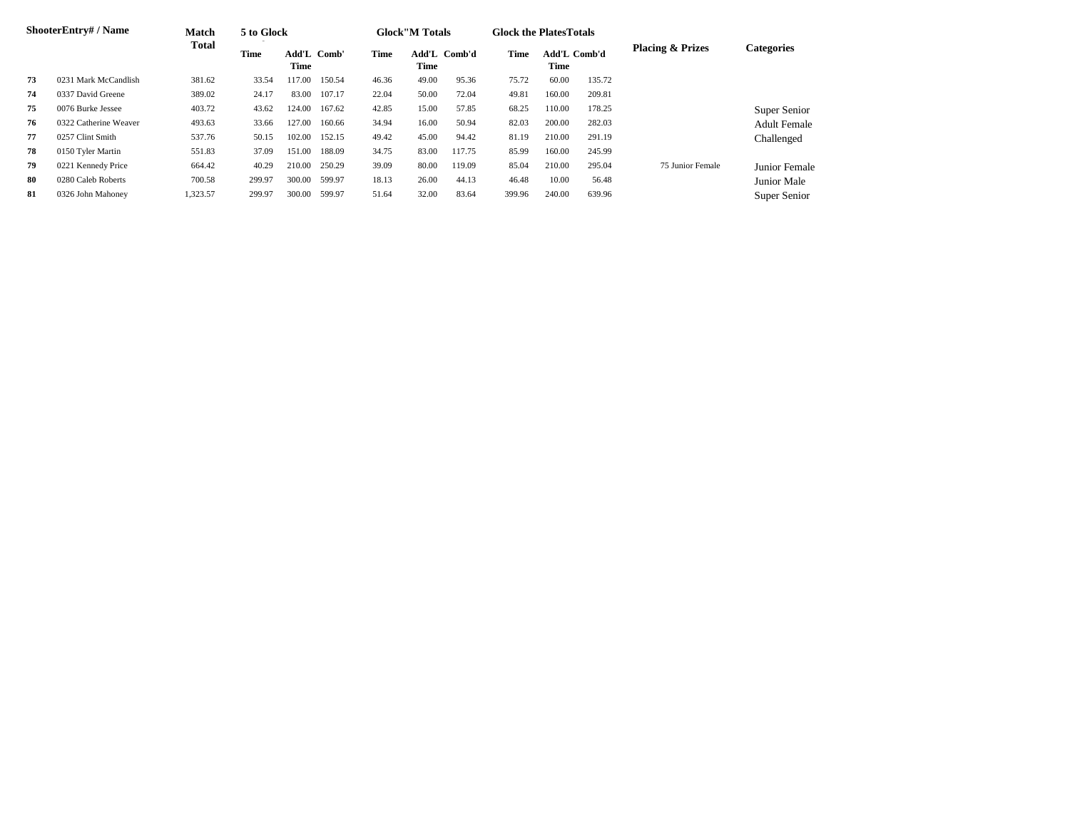| Shooter | Entry# / Name | Match Total | 5 to Glock | | | Glock"M Totals | | | Glock the PlatesTotals | | | Placing & Prizes | Categories |
|---|---|---|---|---|---|---|---|---|---|---|---|---|---|
| | | | Time | Add'L Time | Comb' | Time | Add'L Time | Comb'd | Time | Add'L Time | Comb'd | | |
| 73 | 0231 Mark McCandlish | 381.62 | 33.54 | 117.00 | 150.54 | 46.36 | 49.00 | 95.36 | 75.72 | 60.00 | 135.72 | | |
| 74 | 0337 David Greene | 389.02 | 24.17 | 83.00 | 107.17 | 22.04 | 50.00 | 72.04 | 49.81 | 160.00 | 209.81 | | |
| 75 | 0076 Burke Jessee | 403.72 | 43.62 | 124.00 | 167.62 | 42.85 | 15.00 | 57.85 | 68.25 | 110.00 | 178.25 | | Super Senior |
| 76 | 0322 Catherine Weaver | 493.63 | 33.66 | 127.00 | 160.66 | 34.94 | 16.00 | 50.94 | 82.03 | 200.00 | 282.03 | | Adult Female |
| 77 | 0257 Clint Smith | 537.76 | 50.15 | 102.00 | 152.15 | 49.42 | 45.00 | 94.42 | 81.19 | 210.00 | 291.19 | | Challenged |
| 78 | 0150 Tyler Martin | 551.83 | 37.09 | 151.00 | 188.09 | 34.75 | 83.00 | 117.75 | 85.99 | 160.00 | 245.99 | | |
| 79 | 0221 Kennedy Price | 664.42 | 40.29 | 210.00 | 250.29 | 39.09 | 80.00 | 119.09 | 85.04 | 210.00 | 295.04 | 75 Junior Female | Junior Female |
| 80 | 0280 Caleb Roberts | 700.58 | 299.97 | 300.00 | 599.97 | 18.13 | 26.00 | 44.13 | 46.48 | 10.00 | 56.48 | | Junior Male |
| 81 | 0326 John Mahoney | 1,323.57 | 299.97 | 300.00 | 599.97 | 51.64 | 32.00 | 83.64 | 399.96 | 240.00 | 639.96 | | Super Senior |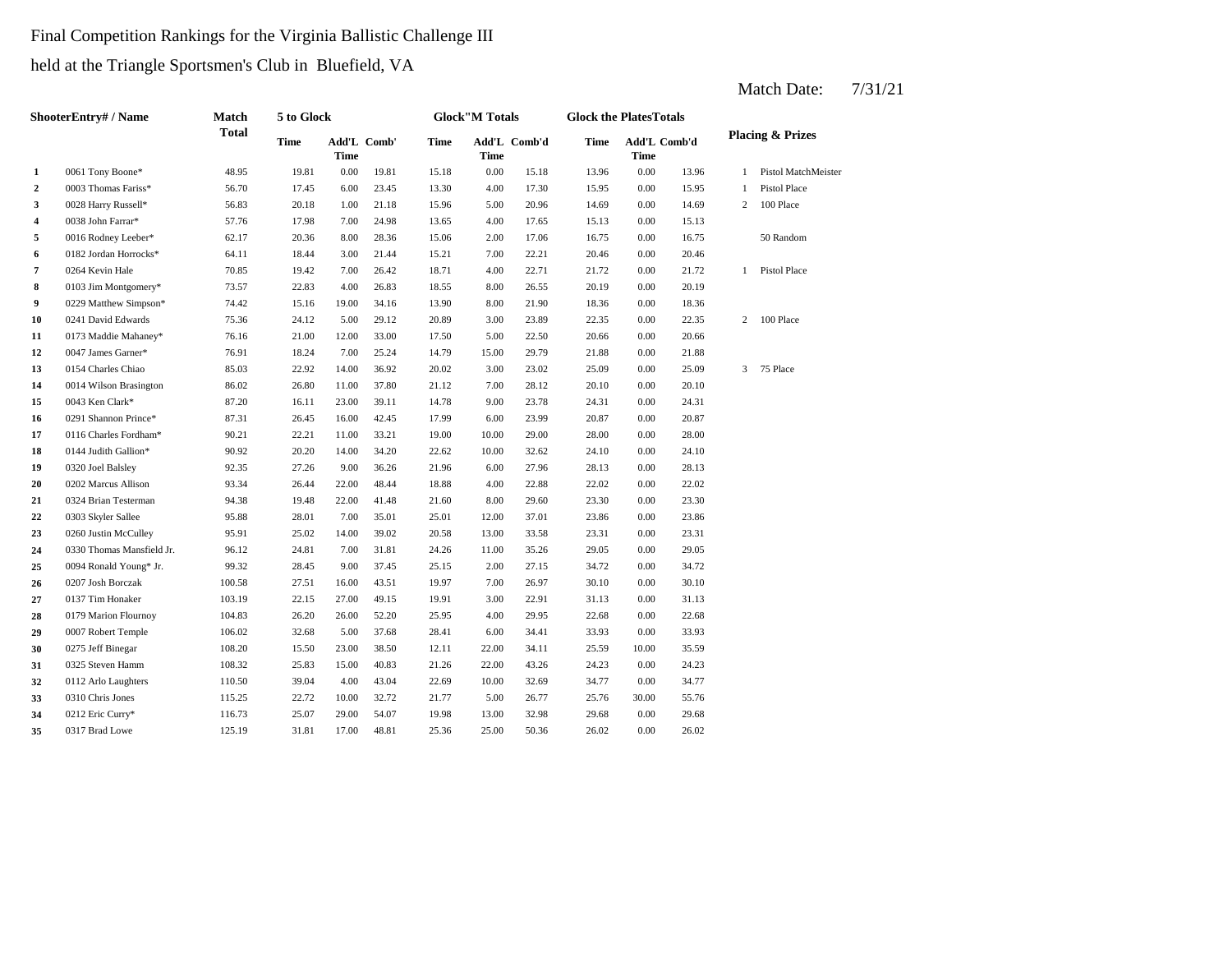Final Competition Rankings for the Virginia Ballistic Challenge III

held at the Triangle Sportsmen's Club in Bluefield, VA

Match Date: 7/31/21

| Shooter | Entry# / Name | Match Total | 5 to Glock | | | Glock"M Totals | | | Glock the Plates Totals | | | Placing & Prizes | |
|---|---|---|---|---|---|---|---|---|---|---|---|---|---|
| | | | Time | Add'L Time | Comb' | Time | Add'L Time | Comb'd | Time | Add'L Time | Comb'd | | |
| 1 | 0061 Tony Boone* | 48.95 | 19.81 | 0.00 | 19.81 | 15.18 | 0.00 | 15.18 | 13.96 | 0.00 | 13.96 | 1 | Pistol MatchMeister |
| 2 | 0003 Thomas Fariss* | 56.70 | 17.45 | 6.00 | 23.45 | 13.30 | 4.00 | 17.30 | 15.95 | 0.00 | 15.95 | 1 | Pistol Place |
| 3 | 0028 Harry Russell* | 56.83 | 20.18 | 1.00 | 21.18 | 15.96 | 5.00 | 20.96 | 14.69 | 0.00 | 14.69 | 2 | 100 Place |
| 4 | 0038 John Farrar* | 57.76 | 17.98 | 7.00 | 24.98 | 13.65 | 4.00 | 17.65 | 15.13 | 0.00 | 15.13 | | |
| 5 | 0016 Rodney Leeber* | 62.17 | 20.36 | 8.00 | 28.36 | 15.06 | 2.00 | 17.06 | 16.75 | 0.00 | 16.75 | | 50 Random |
| 6 | 0182 Jordan Horrocks* | 64.11 | 18.44 | 3.00 | 21.44 | 15.21 | 7.00 | 22.21 | 20.46 | 0.00 | 20.46 | | |
| 7 | 0264 Kevin Hale | 70.85 | 19.42 | 7.00 | 26.42 | 18.71 | 4.00 | 22.71 | 21.72 | 0.00 | 21.72 | 1 | Pistol Place |
| 8 | 0103 Jim Montgomery* | 73.57 | 22.83 | 4.00 | 26.83 | 18.55 | 8.00 | 26.55 | 20.19 | 0.00 | 20.19 | | |
| 9 | 0229 Matthew Simpson* | 74.42 | 15.16 | 19.00 | 34.16 | 13.90 | 8.00 | 21.90 | 18.36 | 0.00 | 18.36 | | |
| 10 | 0241 David Edwards | 75.36 | 24.12 | 5.00 | 29.12 | 20.89 | 3.00 | 23.89 | 22.35 | 0.00 | 22.35 | 2 | 100 Place |
| 11 | 0173 Maddie Mahaney* | 76.16 | 21.00 | 12.00 | 33.00 | 17.50 | 5.00 | 22.50 | 20.66 | 0.00 | 20.66 | | |
| 12 | 0047 James Garner* | 76.91 | 18.24 | 7.00 | 25.24 | 14.79 | 15.00 | 29.79 | 21.88 | 0.00 | 21.88 | | |
| 13 | 0154 Charles Chiao | 85.03 | 22.92 | 14.00 | 36.92 | 20.02 | 3.00 | 23.02 | 25.09 | 0.00 | 25.09 | 3 | 75 Place |
| 14 | 0014 Wilson Brasington | 86.02 | 26.80 | 11.00 | 37.80 | 21.12 | 7.00 | 28.12 | 20.10 | 0.00 | 20.10 | | |
| 15 | 0043 Ken Clark* | 87.20 | 16.11 | 23.00 | 39.11 | 14.78 | 9.00 | 23.78 | 24.31 | 0.00 | 24.31 | | |
| 16 | 0291 Shannon Prince* | 87.31 | 26.45 | 16.00 | 42.45 | 17.99 | 6.00 | 23.99 | 20.87 | 0.00 | 20.87 | | |
| 17 | 0116 Charles Fordham* | 90.21 | 22.21 | 11.00 | 33.21 | 19.00 | 10.00 | 29.00 | 28.00 | 0.00 | 28.00 | | |
| 18 | 0144 Judith Gallion* | 90.92 | 20.20 | 14.00 | 34.20 | 22.62 | 10.00 | 32.62 | 24.10 | 0.00 | 24.10 | | |
| 19 | 0320 Joel Balsley | 92.35 | 27.26 | 9.00 | 36.26 | 21.96 | 6.00 | 27.96 | 28.13 | 0.00 | 28.13 | | |
| 20 | 0202 Marcus Allison | 93.34 | 26.44 | 22.00 | 48.44 | 18.88 | 4.00 | 22.88 | 22.02 | 0.00 | 22.02 | | |
| 21 | 0324 Brian Testerman | 94.38 | 19.48 | 22.00 | 41.48 | 21.60 | 8.00 | 29.60 | 23.30 | 0.00 | 23.30 | | |
| 22 | 0303 Skyler Sallee | 95.88 | 28.01 | 7.00 | 35.01 | 25.01 | 12.00 | 37.01 | 23.86 | 0.00 | 23.86 | | |
| 23 | 0260 Justin McCulley | 95.91 | 25.02 | 14.00 | 39.02 | 20.58 | 13.00 | 33.58 | 23.31 | 0.00 | 23.31 | | |
| 24 | 0330 Thomas Mansfield Jr. | 96.12 | 24.81 | 7.00 | 31.81 | 24.26 | 11.00 | 35.26 | 29.05 | 0.00 | 29.05 | | |
| 25 | 0094 Ronald Young* Jr. | 99.32 | 28.45 | 9.00 | 37.45 | 25.15 | 2.00 | 27.15 | 34.72 | 0.00 | 34.72 | | |
| 26 | 0207 Josh Borczak | 100.58 | 27.51 | 16.00 | 43.51 | 19.97 | 7.00 | 26.97 | 30.10 | 0.00 | 30.10 | | |
| 27 | 0137 Tim Honaker | 103.19 | 22.15 | 27.00 | 49.15 | 19.91 | 3.00 | 22.91 | 31.13 | 0.00 | 31.13 | | |
| 28 | 0179 Marion Flournoy | 104.83 | 26.20 | 26.00 | 52.20 | 25.95 | 4.00 | 29.95 | 22.68 | 0.00 | 22.68 | | |
| 29 | 0007 Robert Temple | 106.02 | 32.68 | 5.00 | 37.68 | 28.41 | 6.00 | 34.41 | 33.93 | 0.00 | 33.93 | | |
| 30 | 0275 Jeff Binegar | 108.20 | 15.50 | 23.00 | 38.50 | 12.11 | 22.00 | 34.11 | 25.59 | 10.00 | 35.59 | | |
| 31 | 0325 Steven Hamm | 108.32 | 25.83 | 15.00 | 40.83 | 21.26 | 22.00 | 43.26 | 24.23 | 0.00 | 24.23 | | |
| 32 | 0112 Arlo Laughters | 110.50 | 39.04 | 4.00 | 43.04 | 22.69 | 10.00 | 32.69 | 34.77 | 0.00 | 34.77 | | |
| 33 | 0310 Chris Jones | 115.25 | 22.72 | 10.00 | 32.72 | 21.77 | 5.00 | 26.77 | 25.76 | 30.00 | 55.76 | | |
| 34 | 0212 Eric Curry* | 116.73 | 25.07 | 29.00 | 54.07 | 19.98 | 13.00 | 32.98 | 29.68 | 0.00 | 29.68 | | |
| 35 | 0317 Brad Lowe | 125.19 | 31.81 | 17.00 | 48.81 | 25.36 | 25.00 | 50.36 | 26.02 | 0.00 | 26.02 | | |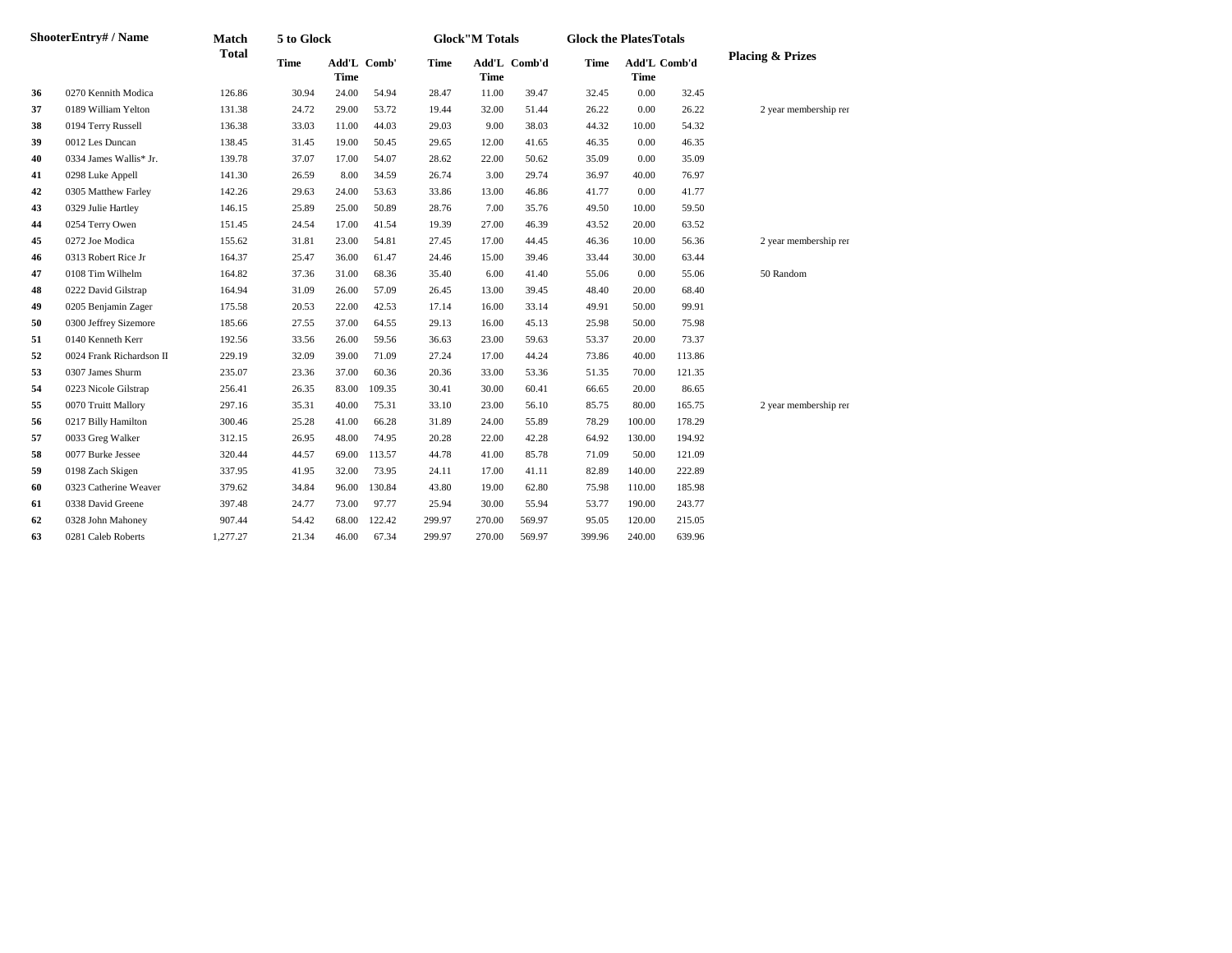| Shooter | Entry# / Name | Match Total | 5 to Glock | | | Glock"M Totals | | | Glock the Plates Totals | | | Placing & Prizes |
|---|---|---|---|---|---|---|---|---|---|---|---|---|
| | | | Time | Add'L Time | Comb' | Time | Add'L Time | Comb'd | Time | Add'L Time | Comb'd | |
| 36 | 0270 Kennith Modica | 126.86 | 30.94 | 24.00 | 54.94 | 28.47 | 11.00 | 39.47 | 32.45 | 0.00 | 32.45 | |
| 37 | 0189 William Yelton | 131.38 | 24.72 | 29.00 | 53.72 | 19.44 | 32.00 | 51.44 | 26.22 | 0.00 | 26.22 | 2 year membership rer |
| 38 | 0194 Terry Russell | 136.38 | 33.03 | 11.00 | 44.03 | 29.03 | 9.00 | 38.03 | 44.32 | 10.00 | 54.32 | |
| 39 | 0012 Les Duncan | 138.45 | 31.45 | 19.00 | 50.45 | 29.65 | 12.00 | 41.65 | 46.35 | 0.00 | 46.35 | |
| 40 | 0334 James Wallis* Jr. | 139.78 | 37.07 | 17.00 | 54.07 | 28.62 | 22.00 | 50.62 | 35.09 | 0.00 | 35.09 | |
| 41 | 0298 Luke Appell | 141.30 | 26.59 | 8.00 | 34.59 | 26.74 | 3.00 | 29.74 | 36.97 | 40.00 | 76.97 | |
| 42 | 0305 Matthew Farley | 142.26 | 29.63 | 24.00 | 53.63 | 33.86 | 13.00 | 46.86 | 41.77 | 0.00 | 41.77 | |
| 43 | 0329 Julie Hartley | 146.15 | 25.89 | 25.00 | 50.89 | 28.76 | 7.00 | 35.76 | 49.50 | 10.00 | 59.50 | |
| 44 | 0254 Terry Owen | 151.45 | 24.54 | 17.00 | 41.54 | 19.39 | 27.00 | 46.39 | 43.52 | 20.00 | 63.52 | |
| 45 | 0272 Joe Modica | 155.62 | 31.81 | 23.00 | 54.81 | 27.45 | 17.00 | 44.45 | 46.36 | 10.00 | 56.36 | 2 year membership rer |
| 46 | 0313 Robert Rice Jr | 164.37 | 25.47 | 36.00 | 61.47 | 24.46 | 15.00 | 39.46 | 33.44 | 30.00 | 63.44 | |
| 47 | 0108 Tim Wilhelm | 164.82 | 37.36 | 31.00 | 68.36 | 35.40 | 6.00 | 41.40 | 55.06 | 0.00 | 55.06 | 50 Random |
| 48 | 0222 David Gilstrap | 164.94 | 31.09 | 26.00 | 57.09 | 26.45 | 13.00 | 39.45 | 48.40 | 20.00 | 68.40 | |
| 49 | 0205 Benjamin Zager | 175.58 | 20.53 | 22.00 | 42.53 | 17.14 | 16.00 | 33.14 | 49.91 | 50.00 | 99.91 | |
| 50 | 0300 Jeffrey Sizemore | 185.66 | 27.55 | 37.00 | 64.55 | 29.13 | 16.00 | 45.13 | 25.98 | 50.00 | 75.98 | |
| 51 | 0140 Kenneth Kerr | 192.56 | 33.56 | 26.00 | 59.56 | 36.63 | 23.00 | 59.63 | 53.37 | 20.00 | 73.37 | |
| 52 | 0024 Frank Richardson II | 229.19 | 32.09 | 39.00 | 71.09 | 27.24 | 17.00 | 44.24 | 73.86 | 40.00 | 113.86 | |
| 53 | 0307 James Shurm | 235.07 | 23.36 | 37.00 | 60.36 | 20.36 | 33.00 | 53.36 | 51.35 | 70.00 | 121.35 | |
| 54 | 0223 Nicole Gilstrap | 256.41 | 26.35 | 83.00 | 109.35 | 30.41 | 30.00 | 60.41 | 66.65 | 20.00 | 86.65 | |
| 55 | 0070 Truitt Mallory | 297.16 | 35.31 | 40.00 | 75.31 | 33.10 | 23.00 | 56.10 | 85.75 | 80.00 | 165.75 | 2 year membership rer |
| 56 | 0217 Billy Hamilton | 300.46 | 25.28 | 41.00 | 66.28 | 31.89 | 24.00 | 55.89 | 78.29 | 100.00 | 178.29 | |
| 57 | 0033 Greg Walker | 312.15 | 26.95 | 48.00 | 74.95 | 20.28 | 22.00 | 42.28 | 64.92 | 130.00 | 194.92 | |
| 58 | 0077 Burke Jessee | 320.44 | 44.57 | 69.00 | 113.57 | 44.78 | 41.00 | 85.78 | 71.09 | 50.00 | 121.09 | |
| 59 | 0198 Zach Skigen | 337.95 | 41.95 | 32.00 | 73.95 | 24.11 | 17.00 | 41.11 | 82.89 | 140.00 | 222.89 | |
| 60 | 0323 Catherine Weaver | 379.62 | 34.84 | 96.00 | 130.84 | 43.80 | 19.00 | 62.80 | 75.98 | 110.00 | 185.98 | |
| 61 | 0338 David Greene | 397.48 | 24.77 | 73.00 | 97.77 | 25.94 | 30.00 | 55.94 | 53.77 | 190.00 | 243.77 | |
| 62 | 0328 John Mahoney | 907.44 | 54.42 | 68.00 | 122.42 | 299.97 | 270.00 | 569.97 | 95.05 | 120.00 | 215.05 | |
| 63 | 0281 Caleb Roberts | 1,277.27 | 21.34 | 46.00 | 67.34 | 299.97 | 270.00 | 569.97 | 399.96 | 240.00 | 639.96 | |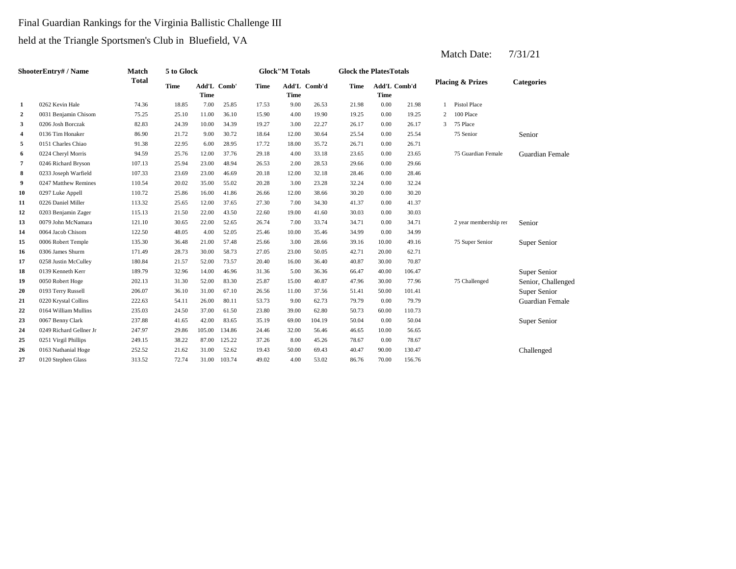Final Guardian Rankings for the Virginia Ballistic Challenge III

held at the Triangle Sportsmen's Club in Bluefield, VA

Match Date: 7/31/21

| Shooter | Entry# / Name | Match Total | 5 to Glock | | | Glock"M Totals | | | Glock the Plates Totals | | | Placing & Prizes | | Categories |
|---|---|---|---|---|---|---|---|---|---|---|---|---|---|---|
| | | | Time | Add'L Time | Comb' | Time | Add'L Time | Comb'd | Time | Add'L Time | Comb'd | | | |
| 1 | 0262 Kevin Hale | 74.36 | 18.85 | 7.00 | 25.85 | 17.53 | 9.00 | 26.53 | 21.98 | 0.00 | 21.98 | 1 | Pistol Place | |
| 2 | 0031 Benjamin Chisom | 75.25 | 25.10 | 11.00 | 36.10 | 15.90 | 4.00 | 19.90 | 19.25 | 0.00 | 19.25 | 2 | 100 Place | |
| 3 | 0206 Josh Borczak | 82.83 | 24.39 | 10.00 | 34.39 | 19.27 | 3.00 | 22.27 | 26.17 | 0.00 | 26.17 | 3 | 75 Place | |
| 4 | 0136 Tim Honaker | 86.90 | 21.72 | 9.00 | 30.72 | 18.64 | 12.00 | 30.64 | 25.54 | 0.00 | 25.54 | | 75 Senior | Senior |
| 5 | 0151 Charles Chiao | 91.38 | 22.95 | 6.00 | 28.95 | 17.72 | 18.00 | 35.72 | 26.71 | 0.00 | 26.71 | | | |
| 6 | 0224 Cheryl Morris | 94.59 | 25.76 | 12.00 | 37.76 | 29.18 | 4.00 | 33.18 | 23.65 | 0.00 | 23.65 | | 75 Guardian Female | Guardian Female |
| 7 | 0246 Richard Bryson | 107.13 | 25.94 | 23.00 | 48.94 | 26.53 | 2.00 | 28.53 | 29.66 | 0.00 | 29.66 | | | |
| 8 | 0233 Joseph Warfield | 107.33 | 23.69 | 23.00 | 46.69 | 20.18 | 12.00 | 32.18 | 28.46 | 0.00 | 28.46 | | | |
| 9 | 0247 Matthew Remines | 110.54 | 20.02 | 35.00 | 55.02 | 20.28 | 3.00 | 23.28 | 32.24 | 0.00 | 32.24 | | | |
| 10 | 0297 Luke Appell | 110.72 | 25.86 | 16.00 | 41.86 | 26.66 | 12.00 | 38.66 | 30.20 | 0.00 | 30.20 | | | |
| 11 | 0226 Daniel Miller | 113.32 | 25.65 | 12.00 | 37.65 | 27.30 | 7.00 | 34.30 | 41.37 | 0.00 | 41.37 | | | |
| 12 | 0203 Benjamin Zager | 115.13 | 21.50 | 22.00 | 43.50 | 22.60 | 19.00 | 41.60 | 30.03 | 0.00 | 30.03 | | | |
| 13 | 0079 John McNamara | 121.10 | 30.65 | 22.00 | 52.65 | 26.74 | 7.00 | 33.74 | 34.71 | 0.00 | 34.71 | | 2 year membership rer | Senior |
| 14 | 0064 Jacob Chisom | 122.50 | 48.05 | 4.00 | 52.05 | 25.46 | 10.00 | 35.46 | 34.99 | 0.00 | 34.99 | | | |
| 15 | 0006 Robert Temple | 135.30 | 36.48 | 21.00 | 57.48 | 25.66 | 3.00 | 28.66 | 39.16 | 10.00 | 49.16 | | 75 Super Senior | Super Senior |
| 16 | 0306 James Shurm | 171.49 | 28.73 | 30.00 | 58.73 | 27.05 | 23.00 | 50.05 | 42.71 | 20.00 | 62.71 | | | |
| 17 | 0258 Justin McCulley | 180.84 | 21.57 | 52.00 | 73.57 | 20.40 | 16.00 | 36.40 | 40.87 | 30.00 | 70.87 | | | |
| 18 | 0139 Kenneth Kerr | 189.79 | 32.96 | 14.00 | 46.96 | 31.36 | 5.00 | 36.36 | 66.47 | 40.00 | 106.47 | | | Super Senior |
| 19 | 0050 Robert Hoge | 202.13 | 31.30 | 52.00 | 83.30 | 25.87 | 15.00 | 40.87 | 47.96 | 30.00 | 77.96 | | 75 Challenged | Senior, Challenged |
| 20 | 0193 Terry Russell | 206.07 | 36.10 | 31.00 | 67.10 | 26.56 | 11.00 | 37.56 | 51.41 | 50.00 | 101.41 | | | Super Senior |
| 21 | 0220 Krystal Collins | 222.63 | 54.11 | 26.00 | 80.11 | 53.73 | 9.00 | 62.73 | 79.79 | 0.00 | 79.79 | | | Guardian Female |
| 22 | 0164 William Mullins | 235.03 | 24.50 | 37.00 | 61.50 | 23.80 | 39.00 | 62.80 | 50.73 | 60.00 | 110.73 | | | |
| 23 | 0067 Benny Clark | 237.88 | 41.65 | 42.00 | 83.65 | 35.19 | 69.00 | 104.19 | 50.04 | 0.00 | 50.04 | | | Super Senior |
| 24 | 0249 Richard Gellner Jr | 247.97 | 29.86 | 105.00 | 134.86 | 24.46 | 32.00 | 56.46 | 46.65 | 10.00 | 56.65 | | | |
| 25 | 0251 Virgil Phillips | 249.15 | 38.22 | 87.00 | 125.22 | 37.26 | 8.00 | 45.26 | 78.67 | 0.00 | 78.67 | | | |
| 26 | 0163 Nathanial Hoge | 252.52 | 21.62 | 31.00 | 52.62 | 19.43 | 50.00 | 69.43 | 40.47 | 90.00 | 130.47 | | | Challenged |
| 27 | 0120 Stephen Glass | 313.52 | 72.74 | 31.00 | 103.74 | 49.02 | 4.00 | 53.02 | 86.76 | 70.00 | 156.76 | | | |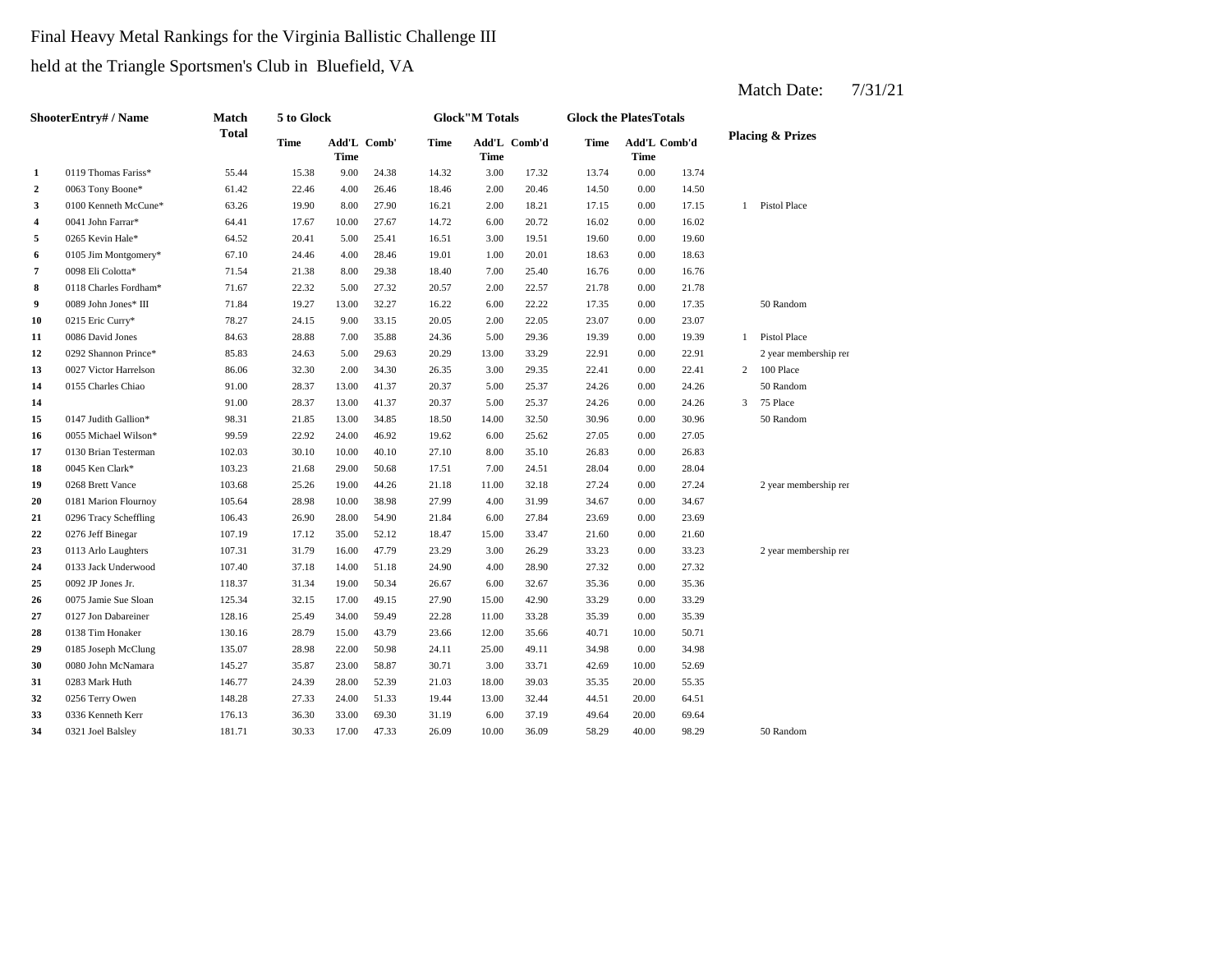Final Heavy Metal Rankings for the Virginia Ballistic Challenge III

held at the Triangle Sportsmen's Club in Bluefield, VA

Match Date: 7/31/21

| Shooter | Entry# / Name | Match Total | 5 to Glock | | | Glock"M Totals | | | Glock the Plates Totals | | | Placing & Prizes | |
|---|---|---|---|---|---|---|---|---|---|---|---|---|---|
| | | | Time | Add'L Time | Comb' | Time | Add'L Time | Comb'd | Time | Add'L Time | Comb'd | | |
| 1 | 0119 Thomas Fariss* | 55.44 | 15.38 | 9.00 | 24.38 | 14.32 | 3.00 | 17.32 | 13.74 | 0.00 | 13.74 | | |
| 2 | 0063 Tony Boone* | 61.42 | 22.46 | 4.00 | 26.46 | 18.46 | 2.00 | 20.46 | 14.50 | 0.00 | 14.50 | | |
| 3 | 0100 Kenneth McCune* | 63.26 | 19.90 | 8.00 | 27.90 | 16.21 | 2.00 | 18.21 | 17.15 | 0.00 | 17.15 | 1 | Pistol Place |
| 4 | 0041 John Farrar* | 64.41 | 17.67 | 10.00 | 27.67 | 14.72 | 6.00 | 20.72 | 16.02 | 0.00 | 16.02 | | |
| 5 | 0265 Kevin Hale* | 64.52 | 20.41 | 5.00 | 25.41 | 16.51 | 3.00 | 19.51 | 19.60 | 0.00 | 19.60 | | |
| 6 | 0105 Jim Montgomery* | 67.10 | 24.46 | 4.00 | 28.46 | 19.01 | 1.00 | 20.01 | 18.63 | 0.00 | 18.63 | | |
| 7 | 0098 Eli Colotta* | 71.54 | 21.38 | 8.00 | 29.38 | 18.40 | 7.00 | 25.40 | 16.76 | 0.00 | 16.76 | | |
| 8 | 0118 Charles Fordham* | 71.67 | 22.32 | 5.00 | 27.32 | 20.57 | 2.00 | 22.57 | 21.78 | 0.00 | 21.78 | | |
| 9 | 0089 John Jones* III | 71.84 | 19.27 | 13.00 | 32.27 | 16.22 | 6.00 | 22.22 | 17.35 | 0.00 | 17.35 | | 50 Random |
| 10 | 0215 Eric Curry* | 78.27 | 24.15 | 9.00 | 33.15 | 20.05 | 2.00 | 22.05 | 23.07 | 0.00 | 23.07 | | |
| 11 | 0086 David Jones | 84.63 | 28.88 | 7.00 | 35.88 | 24.36 | 5.00 | 29.36 | 19.39 | 0.00 | 19.39 | 1 | Pistol Place |
| 12 | 0292 Shannon Prince* | 85.83 | 24.63 | 5.00 | 29.63 | 20.29 | 13.00 | 33.29 | 22.91 | 0.00 | 22.91 | | 2 year membership ren |
| 13 | 0027 Victor Harrelson | 86.06 | 32.30 | 2.00 | 34.30 | 26.35 | 3.00 | 29.35 | 22.41 | 0.00 | 22.41 | 2 | 100 Place |
| 14 | 0155 Charles Chiao | 91.00 | 28.37 | 13.00 | 41.37 | 20.37 | 5.00 | 25.37 | 24.26 | 0.00 | 24.26 | | 50 Random |
| 14 | | 91.00 | 28.37 | 13.00 | 41.37 | 20.37 | 5.00 | 25.37 | 24.26 | 0.00 | 24.26 | 3 | 75 Place |
| 15 | 0147 Judith Gallion* | 98.31 | 21.85 | 13.00 | 34.85 | 18.50 | 14.00 | 32.50 | 30.96 | 0.00 | 30.96 | | 50 Random |
| 16 | 0055 Michael Wilson* | 99.59 | 22.92 | 24.00 | 46.92 | 19.62 | 6.00 | 25.62 | 27.05 | 0.00 | 27.05 | | |
| 17 | 0130 Brian Testerman | 102.03 | 30.10 | 10.00 | 40.10 | 27.10 | 8.00 | 35.10 | 26.83 | 0.00 | 26.83 | | |
| 18 | 0045 Ken Clark* | 103.23 | 21.68 | 29.00 | 50.68 | 17.51 | 7.00 | 24.51 | 28.04 | 0.00 | 28.04 | | |
| 19 | 0268 Brett Vance | 103.68 | 25.26 | 19.00 | 44.26 | 21.18 | 11.00 | 32.18 | 27.24 | 0.00 | 27.24 | | 2 year membership ren |
| 20 | 0181 Marion Flournoy | 105.64 | 28.98 | 10.00 | 38.98 | 27.99 | 4.00 | 31.99 | 34.67 | 0.00 | 34.67 | | |
| 21 | 0296 Tracy Scheffling | 106.43 | 26.90 | 28.00 | 54.90 | 21.84 | 6.00 | 27.84 | 23.69 | 0.00 | 23.69 | | |
| 22 | 0276 Jeff Binegar | 107.19 | 17.12 | 35.00 | 52.12 | 18.47 | 15.00 | 33.47 | 21.60 | 0.00 | 21.60 | | |
| 23 | 0113 Arlo Laughters | 107.31 | 31.79 | 16.00 | 47.79 | 23.29 | 3.00 | 26.29 | 33.23 | 0.00 | 33.23 | | 2 year membership ren |
| 24 | 0133 Jack Underwood | 107.40 | 37.18 | 14.00 | 51.18 | 24.90 | 4.00 | 28.90 | 27.32 | 0.00 | 27.32 | | |
| 25 | 0092 JP Jones Jr. | 118.37 | 31.34 | 19.00 | 50.34 | 26.67 | 6.00 | 32.67 | 35.36 | 0.00 | 35.36 | | |
| 26 | 0075 Jamie Sue Sloan | 125.34 | 32.15 | 17.00 | 49.15 | 27.90 | 15.00 | 42.90 | 33.29 | 0.00 | 33.29 | | |
| 27 | 0127 Jon Dabareiner | 128.16 | 25.49 | 34.00 | 59.49 | 22.28 | 11.00 | 33.28 | 35.39 | 0.00 | 35.39 | | |
| 28 | 0138 Tim Honaker | 130.16 | 28.79 | 15.00 | 43.79 | 23.66 | 12.00 | 35.66 | 40.71 | 10.00 | 50.71 | | |
| 29 | 0185 Joseph McClung | 135.07 | 28.98 | 22.00 | 50.98 | 24.11 | 25.00 | 49.11 | 34.98 | 0.00 | 34.98 | | |
| 30 | 0080 John McNamara | 145.27 | 35.87 | 23.00 | 58.87 | 30.71 | 3.00 | 33.71 | 42.69 | 10.00 | 52.69 | | |
| 31 | 0283 Mark Huth | 146.77 | 24.39 | 28.00 | 52.39 | 21.03 | 18.00 | 39.03 | 35.35 | 20.00 | 55.35 | | |
| 32 | 0256 Terry Owen | 148.28 | 27.33 | 24.00 | 51.33 | 19.44 | 13.00 | 32.44 | 44.51 | 20.00 | 64.51 | | |
| 33 | 0336 Kenneth Kerr | 176.13 | 36.30 | 33.00 | 69.30 | 31.19 | 6.00 | 37.19 | 49.64 | 20.00 | 69.64 | | |
| 34 | 0321 Joel Balsley | 181.71 | 30.33 | 17.00 | 47.33 | 26.09 | 10.00 | 36.09 | 58.29 | 40.00 | 98.29 | | 50 Random |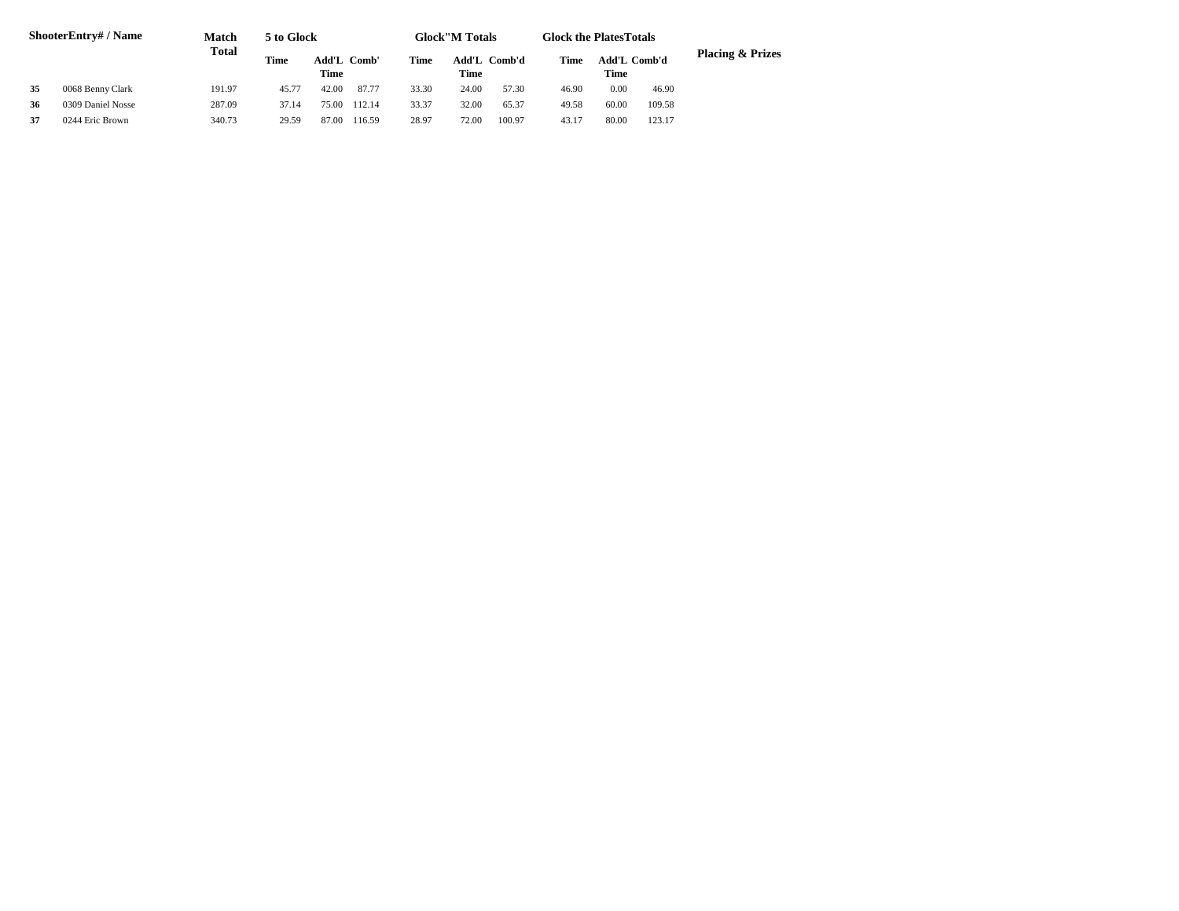| Shooter | Entry# / Name | Match Total | 5 to Glock | | | Glock"M Totals | | | Glock the Plates Totals | | | Placing & Prizes |
|---|---|---|---|---|---|---|---|---|---|---|---|---|
| | | | Time | Add'L Time | Comb' | Time | Add'L Time | Comb'd | Time | Add'L Time | Comb'd | |
| **35** | 0068 Benny Clark | 191.97 | 45.77 | 42.00 | 87.77 | 33.30 | 24.00 | 57.30 | 46.90 | 0.00 | 46.90 | |
| **36** | 0309 Daniel Nosse | 287.09 | 37.14 | 75.00 | 112.14 | 33.37 | 32.00 | 65.37 | 49.58 | 60.00 | 109.58 | |
| **37** | 0244 Eric Brown | 340.73 | 29.59 | 87.00 | 116.59 | 28.97 | 72.00 | 100.97 | 43.17 | 80.00 | 123.17 | |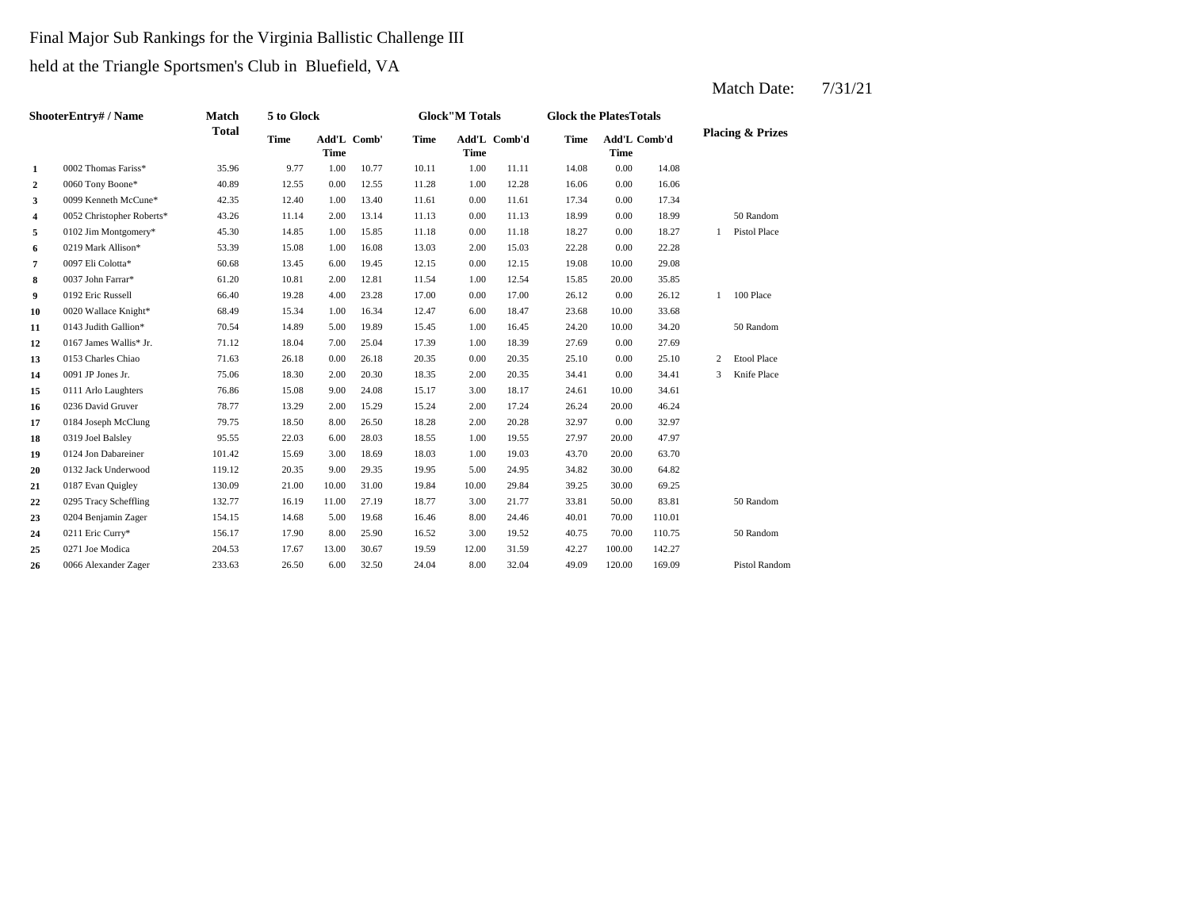Final Major Sub Rankings for the Virginia Ballistic Challenge III

held at the Triangle Sportsmen's Club in Bluefield, VA

Match Date: 7/31/21

| | ShooterEntry# / Name | Match Total | 5 to Glock | | | Glock"M Totals | | | Glock the PlatesTotals | | | Placing & Prizes | |
|---|---|---|---|---|---|---|---|---|---|---|---|---|---|
| | | | Time | Add'L Time | Comb' | Time | Add'L Time | Comb'd | Time | Add'L Time | Comb'd | | |
| 1 | 0002 Thomas Fariss* | 35.96 | 9.77 | 1.00 | 10.77 | 10.11 | 1.00 | 11.11 | 14.08 | 0.00 | 14.08 | | |
| 2 | 0060 Tony Boone* | 40.89 | 12.55 | 0.00 | 12.55 | 11.28 | 1.00 | 12.28 | 16.06 | 0.00 | 16.06 | | |
| 3 | 0099 Kenneth McCune* | 42.35 | 12.40 | 1.00 | 13.40 | 11.61 | 0.00 | 11.61 | 17.34 | 0.00 | 17.34 | | |
| 4 | 0052 Christopher Roberts* | 43.26 | 11.14 | 2.00 | 13.14 | 11.13 | 0.00 | 11.13 | 18.99 | 0.00 | 18.99 | | 50 Random |
| 5 | 0102 Jim Montgomery* | 45.30 | 14.85 | 1.00 | 15.85 | 11.18 | 0.00 | 11.18 | 18.27 | 0.00 | 18.27 | 1 | Pistol Place |
| 6 | 0219 Mark Allison* | 53.39 | 15.08 | 1.00 | 16.08 | 13.03 | 2.00 | 15.03 | 22.28 | 0.00 | 22.28 | | |
| 7 | 0097 Eli Colotta* | 60.68 | 13.45 | 6.00 | 19.45 | 12.15 | 0.00 | 12.15 | 19.08 | 10.00 | 29.08 | | |
| 8 | 0037 John Farrar* | 61.20 | 10.81 | 2.00 | 12.81 | 11.54 | 1.00 | 12.54 | 15.85 | 20.00 | 35.85 | | |
| 9 | 0192 Eric Russell | 66.40 | 19.28 | 4.00 | 23.28 | 17.00 | 0.00 | 17.00 | 26.12 | 0.00 | 26.12 | 1 | 100 Place |
| 10 | 0020 Wallace Knight* | 68.49 | 15.34 | 1.00 | 16.34 | 12.47 | 6.00 | 18.47 | 23.68 | 10.00 | 33.68 | | |
| 11 | 0143 Judith Gallion* | 70.54 | 14.89 | 5.00 | 19.89 | 15.45 | 1.00 | 16.45 | 24.20 | 10.00 | 34.20 | | 50 Random |
| 12 | 0167 James Wallis* Jr. | 71.12 | 18.04 | 7.00 | 25.04 | 17.39 | 1.00 | 18.39 | 27.69 | 0.00 | 27.69 | | |
| 13 | 0153 Charles Chiao | 71.63 | 26.18 | 0.00 | 26.18 | 20.35 | 0.00 | 20.35 | 25.10 | 0.00 | 25.10 | 2 | Etool Place |
| 14 | 0091 JP Jones Jr. | 75.06 | 18.30 | 2.00 | 20.30 | 18.35 | 2.00 | 20.35 | 34.41 | 0.00 | 34.41 | 3 | Knife Place |
| 15 | 0111 Arlo Laughters | 76.86 | 15.08 | 9.00 | 24.08 | 15.17 | 3.00 | 18.17 | 24.61 | 10.00 | 34.61 | | |
| 16 | 0236 David Gruver | 78.77 | 13.29 | 2.00 | 15.29 | 15.24 | 2.00 | 17.24 | 26.24 | 20.00 | 46.24 | | |
| 17 | 0184 Joseph McClung | 79.75 | 18.50 | 8.00 | 26.50 | 18.28 | 2.00 | 20.28 | 32.97 | 0.00 | 32.97 | | |
| 18 | 0319 Joel Balsley | 95.55 | 22.03 | 6.00 | 28.03 | 18.55 | 1.00 | 19.55 | 27.97 | 20.00 | 47.97 | | |
| 19 | 0124 Jon Dabareiner | 101.42 | 15.69 | 3.00 | 18.69 | 18.03 | 1.00 | 19.03 | 43.70 | 20.00 | 63.70 | | |
| 20 | 0132 Jack Underwood | 119.12 | 20.35 | 9.00 | 29.35 | 19.95 | 5.00 | 24.95 | 34.82 | 30.00 | 64.82 | | |
| 21 | 0187 Evan Quigley | 130.09 | 21.00 | 10.00 | 31.00 | 19.84 | 10.00 | 29.84 | 39.25 | 30.00 | 69.25 | | |
| 22 | 0295 Tracy Scheffling | 132.77 | 16.19 | 11.00 | 27.19 | 18.77 | 3.00 | 21.77 | 33.81 | 50.00 | 83.81 | | 50 Random |
| 23 | 0204 Benjamin Zager | 154.15 | 14.68 | 5.00 | 19.68 | 16.46 | 8.00 | 24.46 | 40.01 | 70.00 | 110.01 | | |
| 24 | 0211 Eric Curry* | 156.17 | 17.90 | 8.00 | 25.90 | 16.52 | 3.00 | 19.52 | 40.75 | 70.00 | 110.75 | | 50 Random |
| 25 | 0271 Joe Modica | 204.53 | 17.67 | 13.00 | 30.67 | 19.59 | 12.00 | 31.59 | 42.27 | 100.00 | 142.27 | | |
| 26 | 0066 Alexander Zager | 233.63 | 26.50 | 6.00 | 32.50 | 24.04 | 8.00 | 32.04 | 49.09 | 120.00 | 169.09 | | Pistol Random |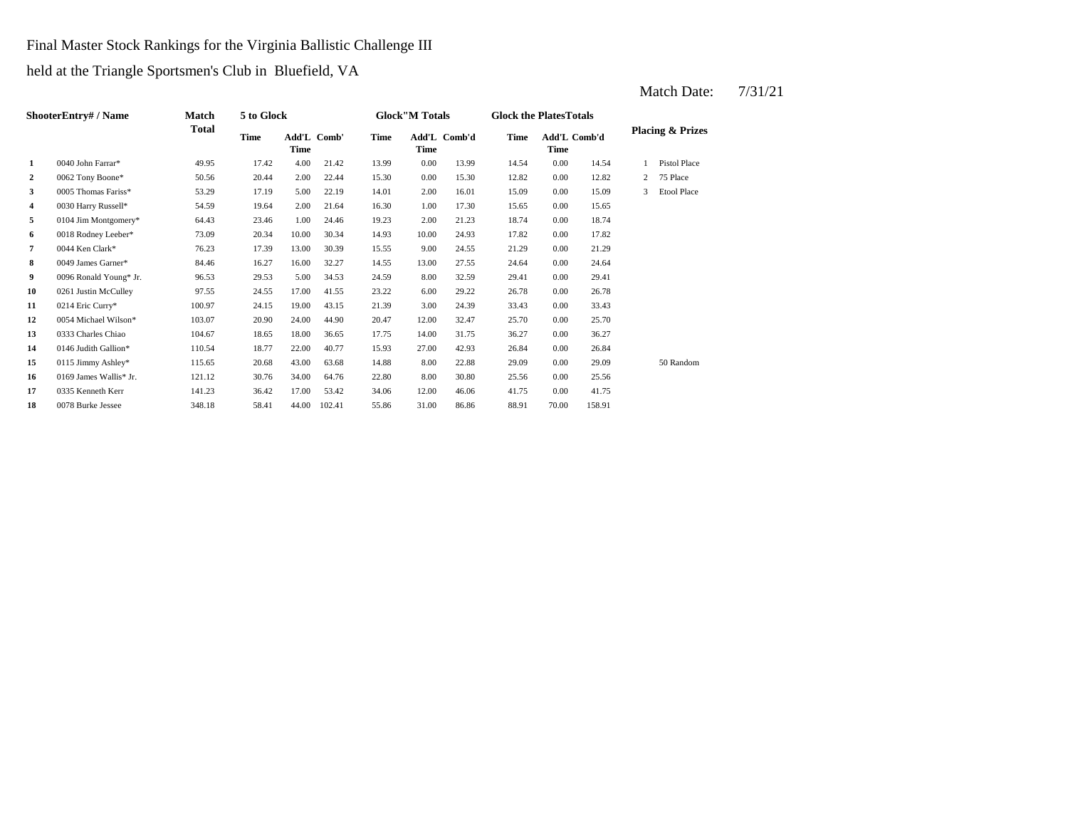Final Master Stock Rankings for the Virginia Ballistic Challenge III

held at the Triangle Sportsmen's Club in Bluefield, VA

Match Date: 7/31/21

| ShooterEntry# / Name | | Match Total | 5 to Glock | | | Glock"M Totals | | | Glock the PlatesTotals | | | Placing & Prizes | |
|---|---|---|---|---|---|---|---|---|---|---|---|---|---|
| | | | Time | Add'L Time | Comb' | Time | Add'L Time | Comb'd | Time | Add'L Time | Comb'd | | |
| **1** | 0040 John Farrar* | 49.95 | 17.42 | 4.00 | 21.42 | 13.99 | 0.00 | 13.99 | 14.54 | 0.00 | 14.54 | 1 | Pistol Place |
| **2** | 0062 Tony Boone* | 50.56 | 20.44 | 2.00 | 22.44 | 15.30 | 0.00 | 15.30 | 12.82 | 0.00 | 12.82 | 2 | 75 Place |
| **3** | 0005 Thomas Fariss* | 53.29 | 17.19 | 5.00 | 22.19 | 14.01 | 2.00 | 16.01 | 15.09 | 0.00 | 15.09 | 3 | Etool Place |
| **4** | 0030 Harry Russell* | 54.59 | 19.64 | 2.00 | 21.64 | 16.30 | 1.00 | 17.30 | 15.65 | 0.00 | 15.65 | | |
| **5** | 0104 Jim Montgomery* | 64.43 | 23.46 | 1.00 | 24.46 | 19.23 | 2.00 | 21.23 | 18.74 | 0.00 | 18.74 | | |
| **6** | 0018 Rodney Leeber* | 73.09 | 20.34 | 10.00 | 30.34 | 14.93 | 10.00 | 24.93 | 17.82 | 0.00 | 17.82 | | |
| **7** | 0044 Ken Clark* | 76.23 | 17.39 | 13.00 | 30.39 | 15.55 | 9.00 | 24.55 | 21.29 | 0.00 | 21.29 | | |
| **8** | 0049 James Garner* | 84.46 | 16.27 | 16.00 | 32.27 | 14.55 | 13.00 | 27.55 | 24.64 | 0.00 | 24.64 | | |
| **9** | 0096 Ronald Young* Jr. | 96.53 | 29.53 | 5.00 | 34.53 | 24.59 | 8.00 | 32.59 | 29.41 | 0.00 | 29.41 | | |
| **10** | 0261 Justin McCulley | 97.55 | 24.55 | 17.00 | 41.55 | 23.22 | 6.00 | 29.22 | 26.78 | 0.00 | 26.78 | | |
| **11** | 0214 Eric Curry* | 100.97 | 24.15 | 19.00 | 43.15 | 21.39 | 3.00 | 24.39 | 33.43 | 0.00 | 33.43 | | |
| **12** | 0054 Michael Wilson* | 103.07 | 20.90 | 24.00 | 44.90 | 20.47 | 12.00 | 32.47 | 25.70 | 0.00 | 25.70 | | |
| **13** | 0333 Charles Chiao | 104.67 | 18.65 | 18.00 | 36.65 | 17.75 | 14.00 | 31.75 | 36.27 | 0.00 | 36.27 | | |
| **14** | 0146 Judith Gallion* | 110.54 | 18.77 | 22.00 | 40.77 | 15.93 | 27.00 | 42.93 | 26.84 | 0.00 | 26.84 | | |
| **15** | 0115 Jimmy Ashley* | 115.65 | 20.68 | 43.00 | 63.68 | 14.88 | 8.00 | 22.88 | 29.09 | 0.00 | 29.09 | | 50 Random |
| **16** | 0169 James Wallis* Jr. | 121.12 | 30.76 | 34.00 | 64.76 | 22.80 | 8.00 | 30.80 | 25.56 | 0.00 | 25.56 | | |
| **17** | 0335 Kenneth Kerr | 141.23 | 36.42 | 17.00 | 53.42 | 34.06 | 12.00 | 46.06 | 41.75 | 0.00 | 41.75 | | |
| **18** | 0078 Burke Jessee | 348.18 | 58.41 | 44.00 | 102.41 | 55.86 | 31.00 | 86.86 | 88.91 | 70.00 | 158.91 | | |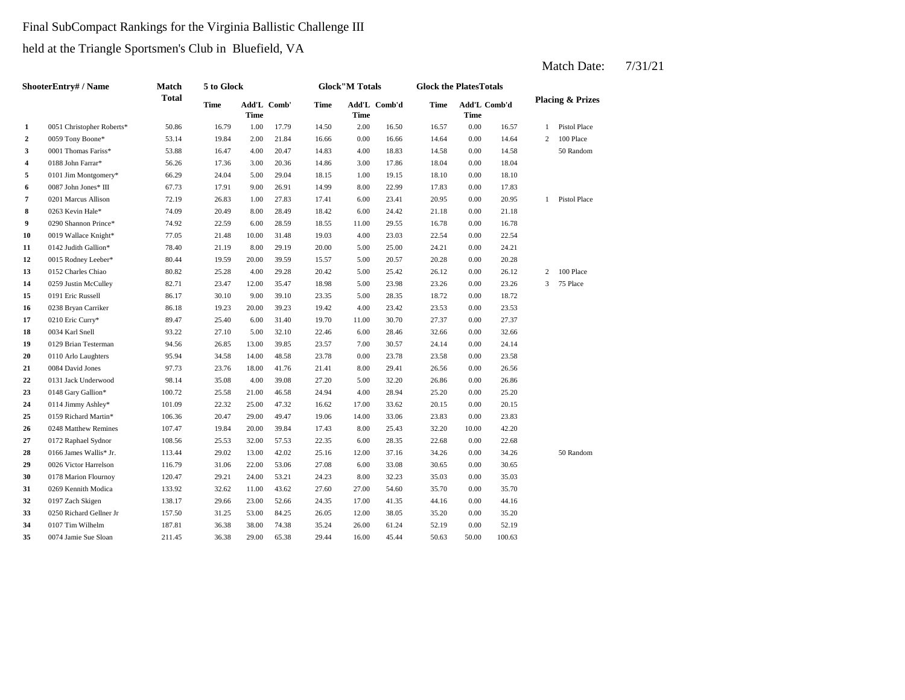Final SubCompact Rankings for the Virginia Ballistic Challenge III

held at the Triangle Sportsmen's Club in Bluefield, VA

Match Date: 7/31/21

| | ShooterEntry# / Name | Match Total | 5 to Glock | | | Glock"M Totals | | | Glock the PlatesTotals | | | Placing & Prizes | |
|---|---|---|---|---|---|---|---|---|---|---|---|---|---|
| | | | Time | Add'L Time | Comb' | Time | Add'L Time | Comb'd | Time | Add'L Time | Comb'd | | |
| 1 | 0051 Christopher Roberts* | 50.86 | 16.79 | 1.00 | 17.79 | 14.50 | 2.00 | 16.50 | 16.57 | 0.00 | 16.57 | 1 | Pistol Place |
| 2 | 0059 Tony Boone* | 53.14 | 19.84 | 2.00 | 21.84 | 16.66 | 0.00 | 16.66 | 14.64 | 0.00 | 14.64 | 2 | 100 Place |
| 3 | 0001 Thomas Fariss* | 53.88 | 16.47 | 4.00 | 20.47 | 14.83 | 4.00 | 18.83 | 14.58 | 0.00 | 14.58 | | 50 Random |
| 4 | 0188 John Farrar* | 56.26 | 17.36 | 3.00 | 20.36 | 14.86 | 3.00 | 17.86 | 18.04 | 0.00 | 18.04 | | |
| 5 | 0101 Jim Montgomery* | 66.29 | 24.04 | 5.00 | 29.04 | 18.15 | 1.00 | 19.15 | 18.10 | 0.00 | 18.10 | | |
| 6 | 0087 John Jones* III | 67.73 | 17.91 | 9.00 | 26.91 | 14.99 | 8.00 | 22.99 | 17.83 | 0.00 | 17.83 | | |
| 7 | 0201 Marcus Allison | 72.19 | 26.83 | 1.00 | 27.83 | 17.41 | 6.00 | 23.41 | 20.95 | 0.00 | 20.95 | 1 | Pistol Place |
| 8 | 0263 Kevin Hale* | 74.09 | 20.49 | 8.00 | 28.49 | 18.42 | 6.00 | 24.42 | 21.18 | 0.00 | 21.18 | | |
| 9 | 0290 Shannon Prince* | 74.92 | 22.59 | 6.00 | 28.59 | 18.55 | 11.00 | 29.55 | 16.78 | 0.00 | 16.78 | | |
| 10 | 0019 Wallace Knight* | 77.05 | 21.48 | 10.00 | 31.48 | 19.03 | 4.00 | 23.03 | 22.54 | 0.00 | 22.54 | | |
| 11 | 0142 Judith Gallion* | 78.40 | 21.19 | 8.00 | 29.19 | 20.00 | 5.00 | 25.00 | 24.21 | 0.00 | 24.21 | | |
| 12 | 0015 Rodney Leeber* | 80.44 | 19.59 | 20.00 | 39.59 | 15.57 | 5.00 | 20.57 | 20.28 | 0.00 | 20.28 | | |
| 13 | 0152 Charles Chiao | 80.82 | 25.28 | 4.00 | 29.28 | 20.42 | 5.00 | 25.42 | 26.12 | 0.00 | 26.12 | 2 | 100 Place |
| 14 | 0259 Justin McCulley | 82.71 | 23.47 | 12.00 | 35.47 | 18.98 | 5.00 | 23.98 | 23.26 | 0.00 | 23.26 | 3 | 75 Place |
| 15 | 0191 Eric Russell | 86.17 | 30.10 | 9.00 | 39.10 | 23.35 | 5.00 | 28.35 | 18.72 | 0.00 | 18.72 | | |
| 16 | 0238 Bryan Carriker | 86.18 | 19.23 | 20.00 | 39.23 | 19.42 | 4.00 | 23.42 | 23.53 | 0.00 | 23.53 | | |
| 17 | 0210 Eric Curry* | 89.47 | 25.40 | 6.00 | 31.40 | 19.70 | 11.00 | 30.70 | 27.37 | 0.00 | 27.37 | | |
| 18 | 0034 Karl Snell | 93.22 | 27.10 | 5.00 | 32.10 | 22.46 | 6.00 | 28.46 | 32.66 | 0.00 | 32.66 | | |
| 19 | 0129 Brian Testerman | 94.56 | 26.85 | 13.00 | 39.85 | 23.57 | 7.00 | 30.57 | 24.14 | 0.00 | 24.14 | | |
| 20 | 0110 Arlo Laughters | 95.94 | 34.58 | 14.00 | 48.58 | 23.78 | 0.00 | 23.78 | 23.58 | 0.00 | 23.58 | | |
| 21 | 0084 David Jones | 97.73 | 23.76 | 18.00 | 41.76 | 21.41 | 8.00 | 29.41 | 26.56 | 0.00 | 26.56 | | |
| 22 | 0131 Jack Underwood | 98.14 | 35.08 | 4.00 | 39.08 | 27.20 | 5.00 | 32.20 | 26.86 | 0.00 | 26.86 | | |
| 23 | 0148 Gary Gallion* | 100.72 | 25.58 | 21.00 | 46.58 | 24.94 | 4.00 | 28.94 | 25.20 | 0.00 | 25.20 | | |
| 24 | 0114 Jimmy Ashley* | 101.09 | 22.32 | 25.00 | 47.32 | 16.62 | 17.00 | 33.62 | 20.15 | 0.00 | 20.15 | | |
| 25 | 0159 Richard Martin* | 106.36 | 20.47 | 29.00 | 49.47 | 19.06 | 14.00 | 33.06 | 23.83 | 0.00 | 23.83 | | |
| 26 | 0248 Matthew Remines | 107.47 | 19.84 | 20.00 | 39.84 | 17.43 | 8.00 | 25.43 | 32.20 | 10.00 | 42.20 | | |
| 27 | 0172 Raphael Sydnor | 108.56 | 25.53 | 32.00 | 57.53 | 22.35 | 6.00 | 28.35 | 22.68 | 0.00 | 22.68 | | |
| 28 | 0166 James Wallis* Jr. | 113.44 | 29.02 | 13.00 | 42.02 | 25.16 | 12.00 | 37.16 | 34.26 | 0.00 | 34.26 | | 50 Random |
| 29 | 0026 Victor Harrelson | 116.79 | 31.06 | 22.00 | 53.06 | 27.08 | 6.00 | 33.08 | 30.65 | 0.00 | 30.65 | | |
| 30 | 0178 Marion Flournoy | 120.47 | 29.21 | 24.00 | 53.21 | 24.23 | 8.00 | 32.23 | 35.03 | 0.00 | 35.03 | | |
| 31 | 0269 Kennith Modica | 133.92 | 32.62 | 11.00 | 43.62 | 27.60 | 27.00 | 54.60 | 35.70 | 0.00 | 35.70 | | |
| 32 | 0197 Zach Skigen | 138.17 | 29.66 | 23.00 | 52.66 | 24.35 | 17.00 | 41.35 | 44.16 | 0.00 | 44.16 | | |
| 33 | 0250 Richard Gellner Jr | 157.50 | 31.25 | 53.00 | 84.25 | 26.05 | 12.00 | 38.05 | 35.20 | 0.00 | 35.20 | | |
| 34 | 0107 Tim Wilhelm | 187.81 | 36.38 | 38.00 | 74.38 | 35.24 | 26.00 | 61.24 | 52.19 | 0.00 | 52.19 | | |
| 35 | 0074 Jamie Sue Sloan | 211.45 | 36.38 | 29.00 | 65.38 | 29.44 | 16.00 | 45.44 | 50.63 | 50.00 | 100.63 | | |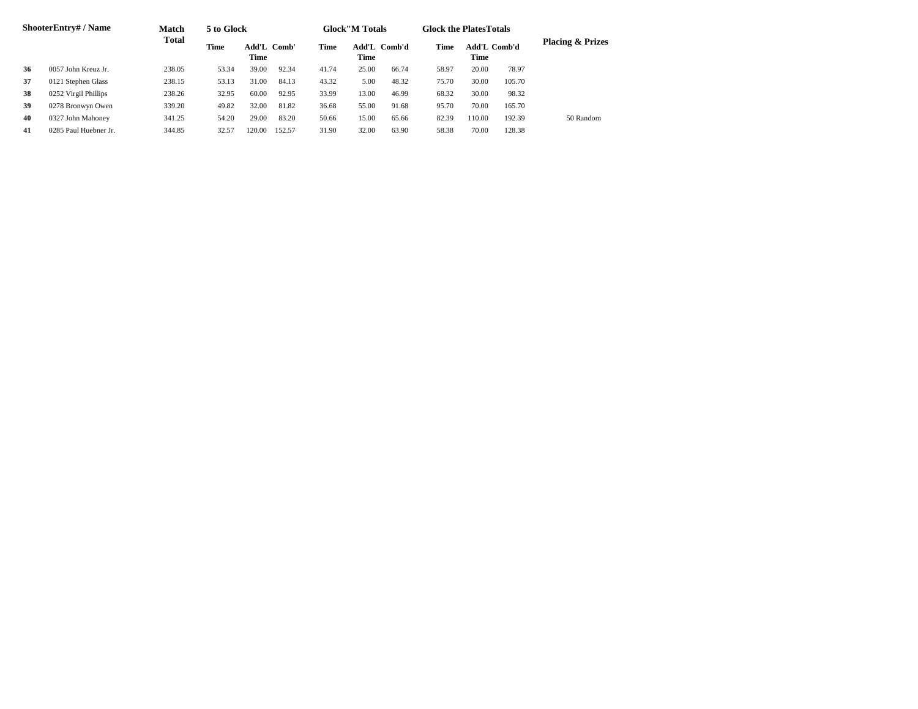| Shooter | Entry# / Name | Match Total | 5 to Glock | | | Glock"M Totals | | | Glock the Plates Totals | | | Placing & Prizes |
|---|---|---|---|---|---|---|---|---|---|---|---|---|
| | | | Time | Add'L Time | Comb' | Time | Add'L Time | Comb'd | Time | Add'L Time | Comb'd | |
| **36** | 0057 John Kreuz Jr. | 238.05 | 53.34 | 39.00 | 92.34 | 41.74 | 25.00 | 66.74 | 58.97 | 20.00 | 78.97 | |
| **37** | 0121 Stephen Glass | 238.15 | 53.13 | 31.00 | 84.13 | 43.32 | 5.00 | 48.32 | 75.70 | 30.00 | 105.70 | |
| **38** | 0252 Virgil Phillips | 238.26 | 32.95 | 60.00 | 92.95 | 33.99 | 13.00 | 46.99 | 68.32 | 30.00 | 98.32 | |
| **39** | 0278 Bronwyn Owen | 339.20 | 49.82 | 32.00 | 81.82 | 36.68 | 55.00 | 91.68 | 95.70 | 70.00 | 165.70 | |
| **40** | 0327 John Mahoney | 341.25 | 54.20 | 29.00 | 83.20 | 50.66 | 15.00 | 65.66 | 82.39 | 110.00 | 192.39 | 50 Random |
| **41** | 0285 Paul Huebner Jr. | 344.85 | 32.57 | 120.00 | 152.57 | 31.90 | 32.00 | 63.90 | 58.38 | 70.00 | 128.38 | |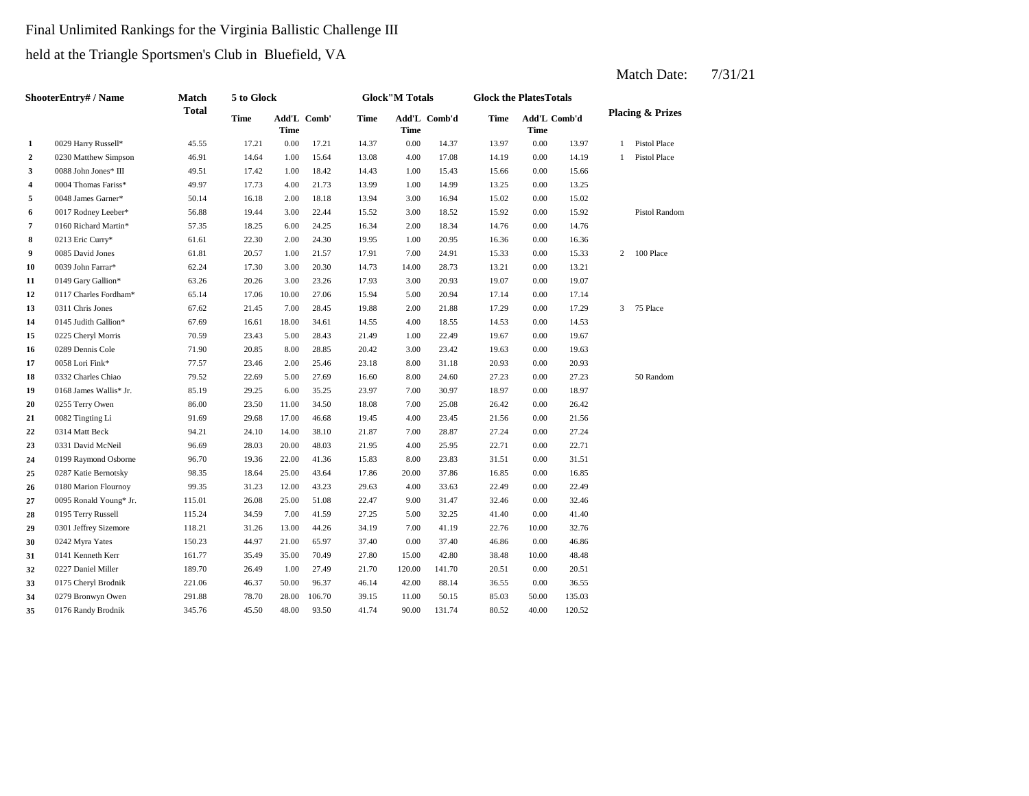Final Unlimited Rankings for the Virginia Ballistic Challenge III

held at the Triangle Sportsmen's Club in Bluefield, VA

Match Date: 7/31/21

| Shooter | Entry# / Name | Match Total | 5 to Glock | | | Glock"M Totals | | | Glock the Plates Totals | | | Placing & Prizes | |
|---|---|---|---|---|---|---|---|---|---|---|---|---|---|
| | | | Time | Add'L Time | Comb' | Time | Add'L Time | Comb'd | Time | Add'L Time | Comb'd | | |
| 1 | 0029 Harry Russell* | 45.55 | 17.21 | 0.00 | 17.21 | 14.37 | 0.00 | 14.37 | 13.97 | 0.00 | 13.97 | 1 | Pistol Place |
| 2 | 0230 Matthew Simpson | 46.91 | 14.64 | 1.00 | 15.64 | 13.08 | 4.00 | 17.08 | 14.19 | 0.00 | 14.19 | 1 | Pistol Place |
| 3 | 0088 John Jones* III | 49.51 | 17.42 | 1.00 | 18.42 | 14.43 | 1.00 | 15.43 | 15.66 | 0.00 | 15.66 | | |
| 4 | 0004 Thomas Fariss* | 49.97 | 17.73 | 4.00 | 21.73 | 13.99 | 1.00 | 14.99 | 13.25 | 0.00 | 13.25 | | |
| 5 | 0048 James Garner* | 50.14 | 16.18 | 2.00 | 18.18 | 13.94 | 3.00 | 16.94 | 15.02 | 0.00 | 15.02 | | |
| 6 | 0017 Rodney Leeber* | 56.88 | 19.44 | 3.00 | 22.44 | 15.52 | 3.00 | 18.52 | 15.92 | 0.00 | 15.92 | | Pistol Random |
| 7 | 0160 Richard Martin* | 57.35 | 18.25 | 6.00 | 24.25 | 16.34 | 2.00 | 18.34 | 14.76 | 0.00 | 14.76 | | |
| 8 | 0213 Eric Curry* | 61.61 | 22.30 | 2.00 | 24.30 | 19.95 | 1.00 | 20.95 | 16.36 | 0.00 | 16.36 | | |
| 9 | 0085 David Jones | 61.81 | 20.57 | 1.00 | 21.57 | 17.91 | 7.00 | 24.91 | 15.33 | 0.00 | 15.33 | 2 | 100 Place |
| 10 | 0039 John Farrar* | 62.24 | 17.30 | 3.00 | 20.30 | 14.73 | 14.00 | 28.73 | 13.21 | 0.00 | 13.21 | | |
| 11 | 0149 Gary Gallion* | 63.26 | 20.26 | 3.00 | 23.26 | 17.93 | 3.00 | 20.93 | 19.07 | 0.00 | 19.07 | | |
| 12 | 0117 Charles Fordham* | 65.14 | 17.06 | 10.00 | 27.06 | 15.94 | 5.00 | 20.94 | 17.14 | 0.00 | 17.14 | | |
| 13 | 0311 Chris Jones | 67.62 | 21.45 | 7.00 | 28.45 | 19.88 | 2.00 | 21.88 | 17.29 | 0.00 | 17.29 | 3 | 75 Place |
| 14 | 0145 Judith Gallion* | 67.69 | 16.61 | 18.00 | 34.61 | 14.55 | 4.00 | 18.55 | 14.53 | 0.00 | 14.53 | | |
| 15 | 0225 Cheryl Morris | 70.59 | 23.43 | 5.00 | 28.43 | 21.49 | 1.00 | 22.49 | 19.67 | 0.00 | 19.67 | | |
| 16 | 0289 Dennis Cole | 71.90 | 20.85 | 8.00 | 28.85 | 20.42 | 3.00 | 23.42 | 19.63 | 0.00 | 19.63 | | |
| 17 | 0058 Lori Fink* | 77.57 | 23.46 | 2.00 | 25.46 | 23.18 | 8.00 | 31.18 | 20.93 | 0.00 | 20.93 | | |
| 18 | 0332 Charles Chiao | 79.52 | 22.69 | 5.00 | 27.69 | 16.60 | 8.00 | 24.60 | 27.23 | 0.00 | 27.23 | | 50 Random |
| 19 | 0168 James Wallis* Jr. | 85.19 | 29.25 | 6.00 | 35.25 | 23.97 | 7.00 | 30.97 | 18.97 | 0.00 | 18.97 | | |
| 20 | 0255 Terry Owen | 86.00 | 23.50 | 11.00 | 34.50 | 18.08 | 7.00 | 25.08 | 26.42 | 0.00 | 26.42 | | |
| 21 | 0082 Tingting Li | 91.69 | 29.68 | 17.00 | 46.68 | 19.45 | 4.00 | 23.45 | 21.56 | 0.00 | 21.56 | | |
| 22 | 0314 Matt Beck | 94.21 | 24.10 | 14.00 | 38.10 | 21.87 | 7.00 | 28.87 | 27.24 | 0.00 | 27.24 | | |
| 23 | 0331 David McNeil | 96.69 | 28.03 | 20.00 | 48.03 | 21.95 | 4.00 | 25.95 | 22.71 | 0.00 | 22.71 | | |
| 24 | 0199 Raymond Osborne | 96.70 | 19.36 | 22.00 | 41.36 | 15.83 | 8.00 | 23.83 | 31.51 | 0.00 | 31.51 | | |
| 25 | 0287 Katie Bernotsky | 98.35 | 18.64 | 25.00 | 43.64 | 17.86 | 20.00 | 37.86 | 16.85 | 0.00 | 16.85 | | |
| 26 | 0180 Marion Flournoy | 99.35 | 31.23 | 12.00 | 43.23 | 29.63 | 4.00 | 33.63 | 22.49 | 0.00 | 22.49 | | |
| 27 | 0095 Ronald Young* Jr. | 115.01 | 26.08 | 25.00 | 51.08 | 22.47 | 9.00 | 31.47 | 32.46 | 0.00 | 32.46 | | |
| 28 | 0195 Terry Russell | 115.24 | 34.59 | 7.00 | 41.59 | 27.25 | 5.00 | 32.25 | 41.40 | 0.00 | 41.40 | | |
| 29 | 0301 Jeffrey Sizemore | 118.21 | 31.26 | 13.00 | 44.26 | 34.19 | 7.00 | 41.19 | 22.76 | 10.00 | 32.76 | | |
| 30 | 0242 Myra Yates | 150.23 | 44.97 | 21.00 | 65.97 | 37.40 | 0.00 | 37.40 | 46.86 | 0.00 | 46.86 | | |
| 31 | 0141 Kenneth Kerr | 161.77 | 35.49 | 35.00 | 70.49 | 27.80 | 15.00 | 42.80 | 38.48 | 10.00 | 48.48 | | |
| 32 | 0227 Daniel Miller | 189.70 | 26.49 | 1.00 | 27.49 | 21.70 | 120.00 | 141.70 | 20.51 | 0.00 | 20.51 | | |
| 33 | 0175 Cheryl Brodnik | 221.06 | 46.37 | 50.00 | 96.37 | 46.14 | 42.00 | 88.14 | 36.55 | 0.00 | 36.55 | | |
| 34 | 0279 Bronwyn Owen | 291.88 | 78.70 | 28.00 | 106.70 | 39.15 | 11.00 | 50.15 | 85.03 | 50.00 | 135.03 | | |
| 35 | 0176 Randy Brodnik | 345.76 | 45.50 | 48.00 | 93.50 | 41.74 | 90.00 | 131.74 | 80.52 | 40.00 | 120.52 | | |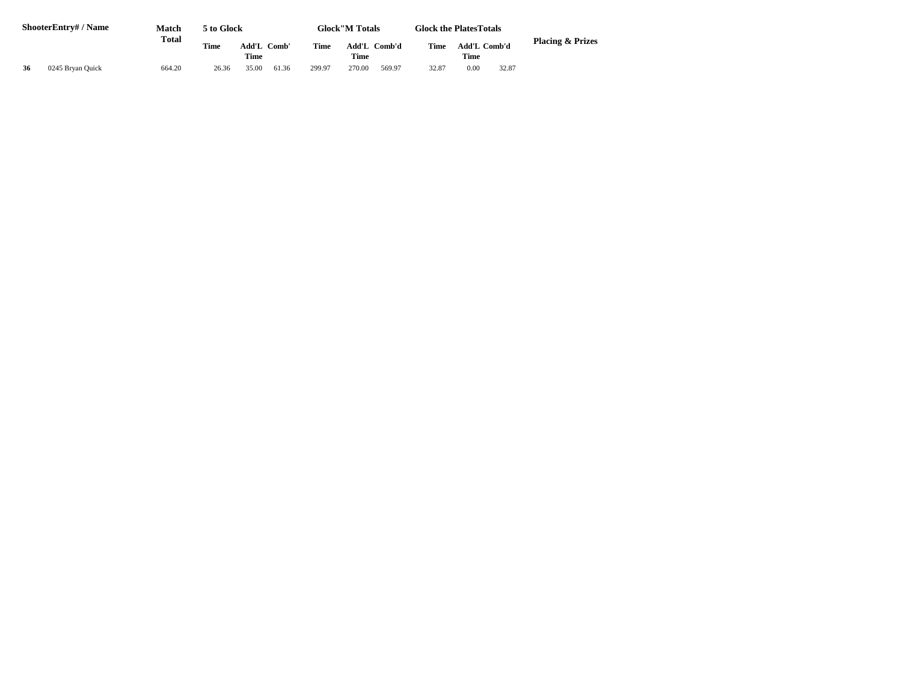| Shooter | Entry# / Name | Match Total | 5 to Glock | | | Glock"M Totals | | | Glock the PlatesTotals | | | Placing & Prizes |
|---|---|---|---|---|---|---|---|---|---|---|---|---|
| | | | Time | Add'L Time | Comb' | Time | Add'L Time | Comb'd | Time | Add'L Time | Comb'd | |
| **36** | 0245 Bryan Quick | 664.20 | 26.36 | 35.00 | 61.36 | 299.97 | 270.00 | 569.97 | 32.87 | 0.00 | 32.87 | |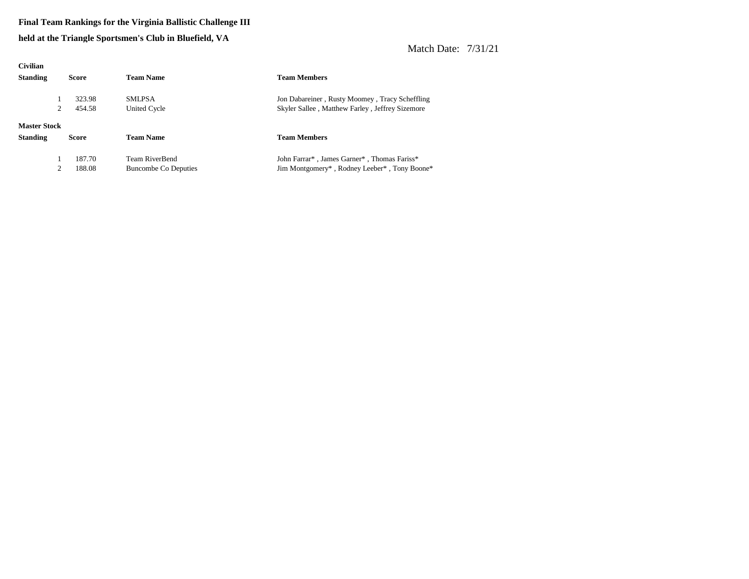**Final Team Rankings for the Virginia Ballistic Challenge III**

**held at the Triangle Sportsmen's Club in Bluefield, VA**

Match Date: 7/31/21

**Civilian**

| Standing | Score | Team Name | Team Members |
|---|---|---|---|
| 1 | 323.98 | SMLPSA | Jon Dabareiner , Rusty Moomey , Tracy Scheffling |
| 2 | 454.58 | United Cycle | Skyler Sallee , Matthew Farley , Jeffrey Sizemore |

**Master Stock**

| Standing | Score | Team Name | Team Members |
|---|---|---|---|
| 1 | 187.70 | Team RiverBend | John Farrar* , James Garner* , Thomas Fariss* |
| 2 | 188.08 | Buncombe Co Deputies | Jim Montgomery* , Rodney Leeber* , Tony Boone* |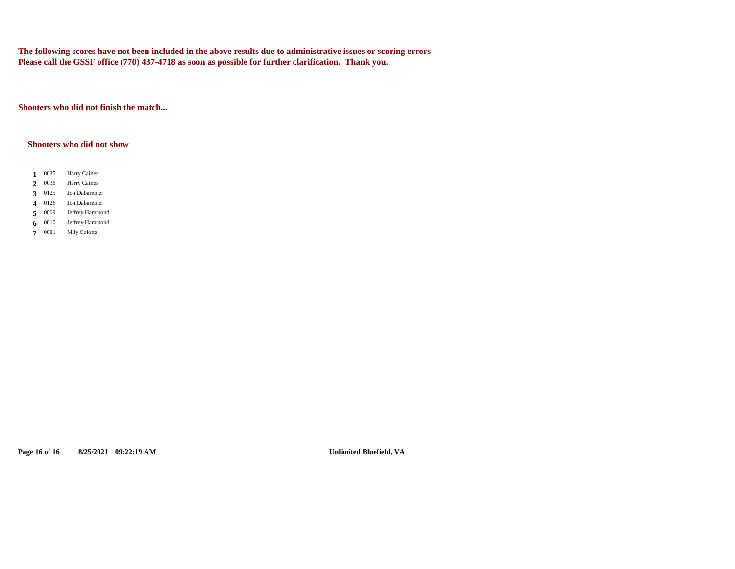**The following scores have not been included in the above results due to administrative issues or scoring errors**
**Please call the GSSF office (770) 437-4718 as soon as possible for further clarification. Thank you.**

**Shooters who did not finish the match...**

**Shooters who did not show**

| | | |
|---|---|---|
| **1** | 0035 | Harry Caines |
| **2** | 0036 | Harry Caines |
| **3** | 0125 | Jon Dabareiner |
| **4** | 0126 | Jon Dabareiner |
| **5** | 0009 | Jeffrey Hammond |
| **6** | 0010 | Jeffrey Hammond |
| **7** | 0081 | Mily Colotta |